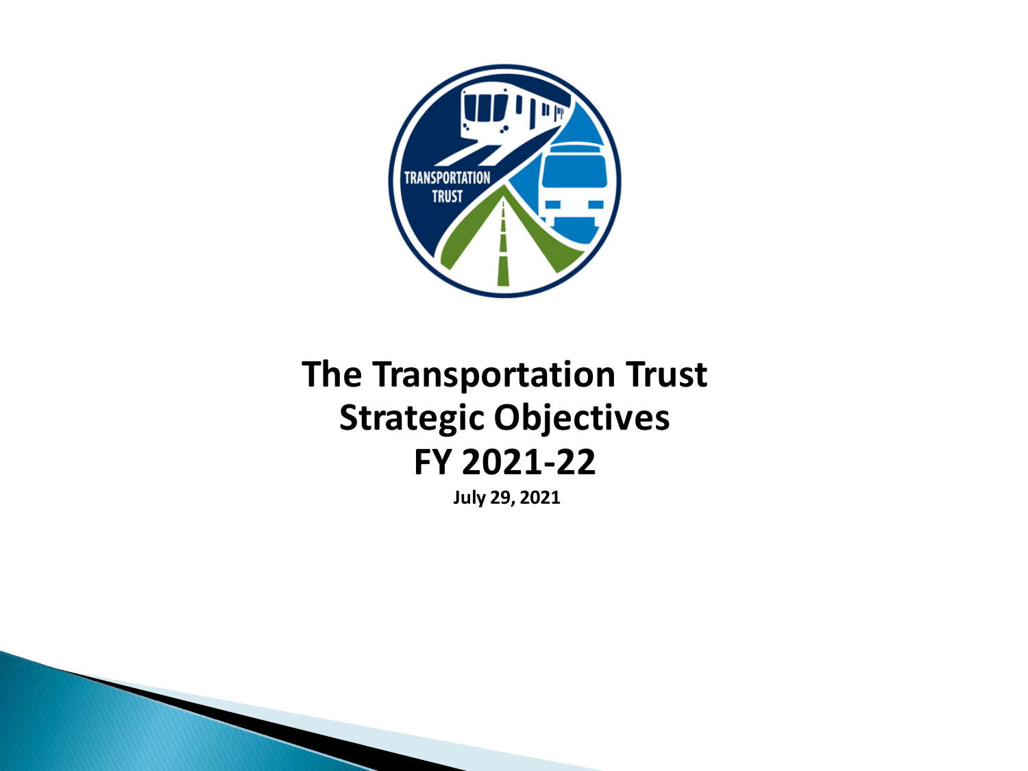# The Transportation Trust Strategic Objectives FY 2021-22

**July 29, 2021**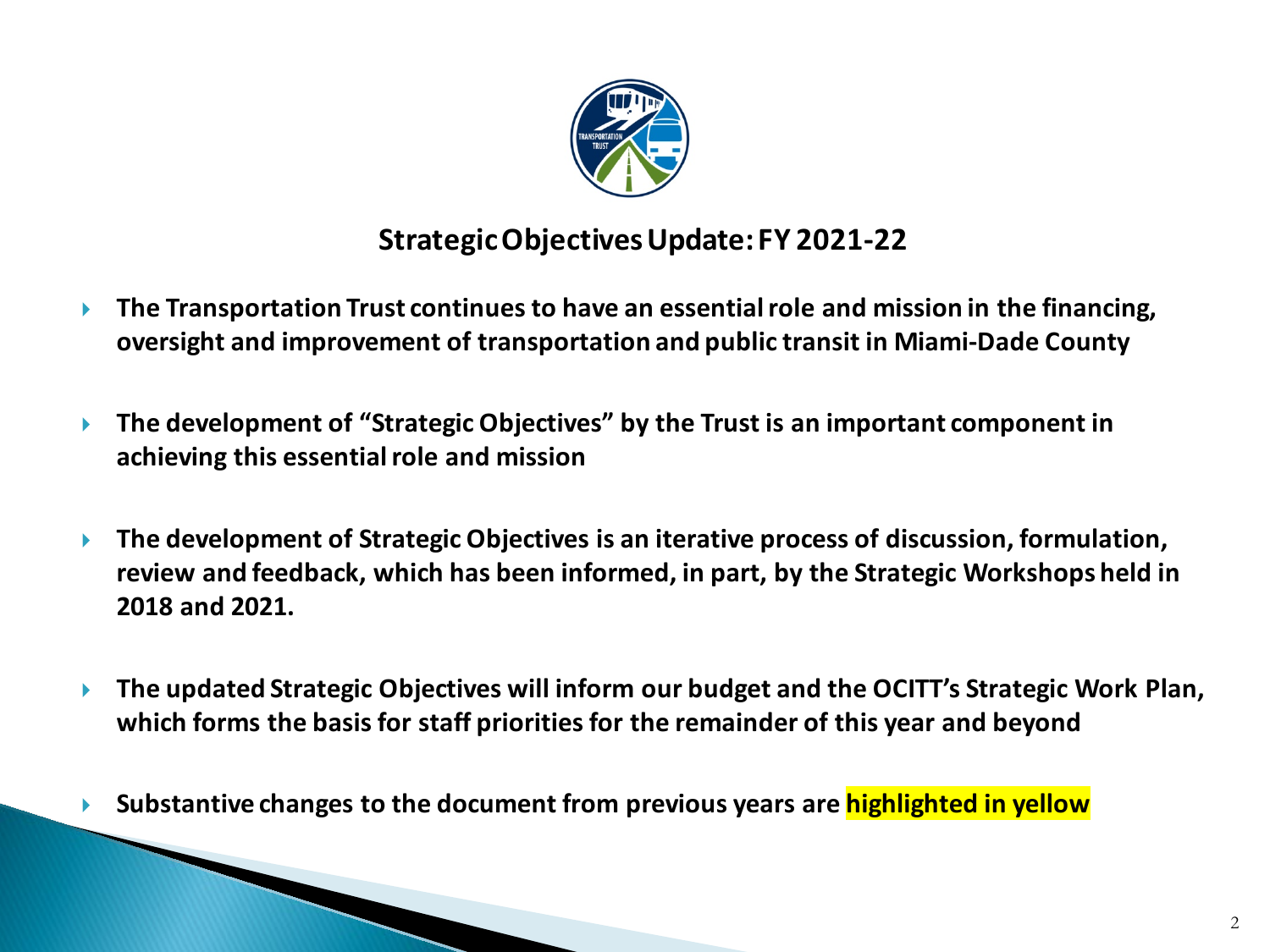## Strategic Objectives Update: FY 2021-22

- **The Transportation Trust continues to have an essential role and mission in the financing, oversight and improvement of transportation and public transit in Miami-Dade County**

- **The development of "Strategic Objectives" by the Trust is an important component in achieving this essential role and mission**

- **The development of Strategic Objectives is an iterative process of discussion, formulation, review and feedback, which has been informed, in part, by the Strategic Workshops held in 2018 and 2021.**

- **The updated Strategic Objectives will inform our budget and the OCITT's Strategic Work Plan, which forms the basis for staff priorities for the remainder of this year and beyond**

- **Substantive changes to the document from previous years are highlighted in yellow**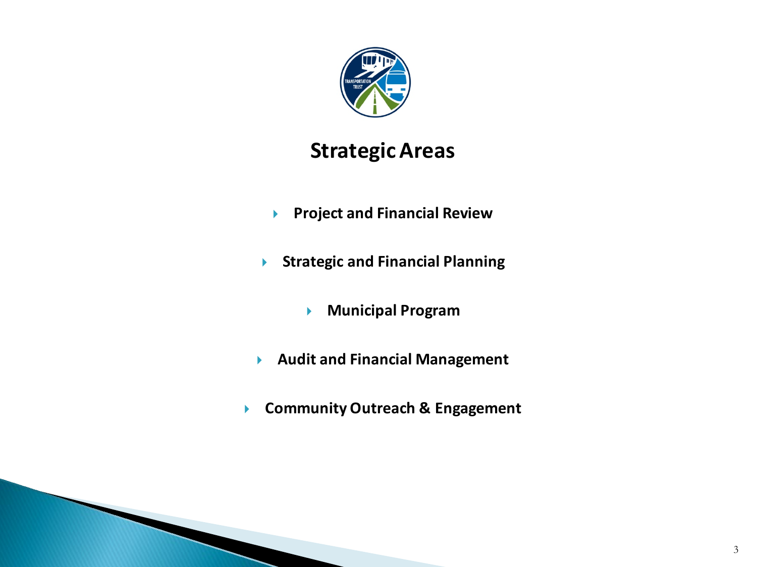# Strategic Areas

- **Project and Financial Review**
- **Strategic and Financial Planning**
- **Municipal Program**
- **Audit and Financial Management**
- **Community Outreach & Engagement**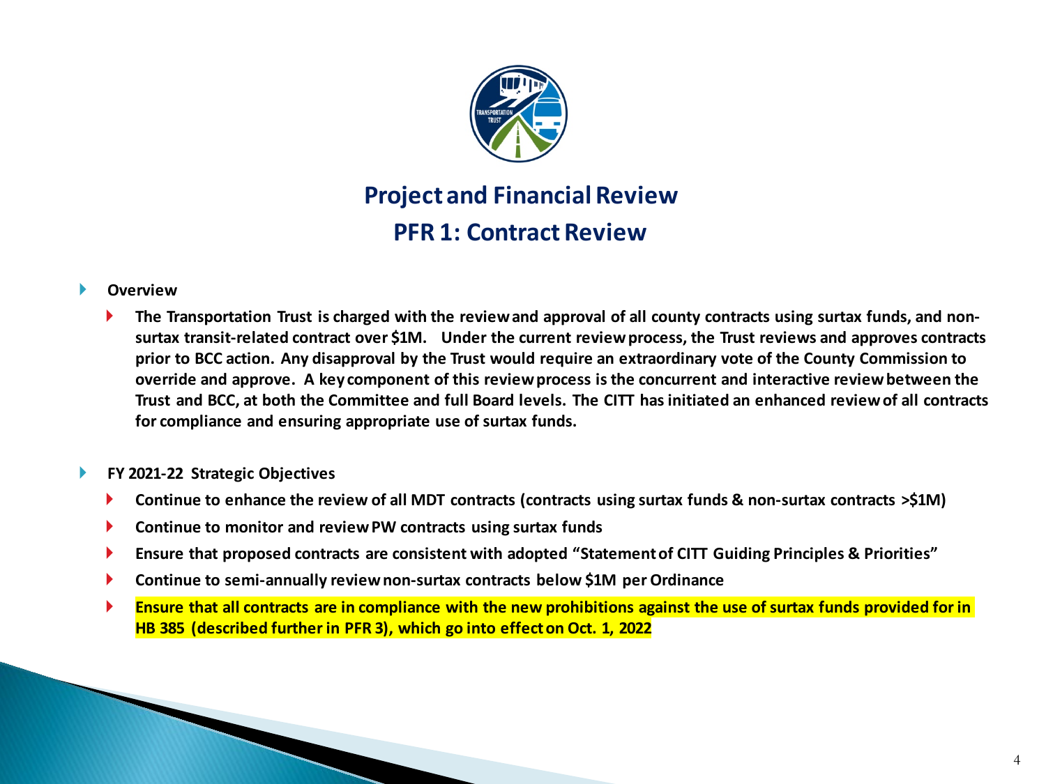# Project and Financial Review

## PFR 1: Contract Review

- **Overview**
  - **The Transportation Trust is charged with the review and approval of all county contracts using surtax funds, and non-surtax transit-related contract over $1M. Under the current review process, the Trust reviews and approves contracts prior to BCC action. Any disapproval by the Trust would require an extraordinary vote of the County Commission to override and approve. A key component of this review process is the concurrent and interactive review between the Trust and BCC, at both the Committee and full Board levels. The CITT has initiated an enhanced review of all contracts for compliance and ensuring appropriate use of surtax funds.**

- **FY 2021-22 Strategic Objectives**
  - **Continue to enhance the review of all MDT contracts (contracts using surtax funds & non-surtax contracts >$1M)**
  - **Continue to monitor and review PW contracts using surtax funds**
  - **Ensure that proposed contracts are consistent with adopted "Statement of CITT Guiding Principles & Priorities"**
  - **Continue to semi-annually review non-surtax contracts below $1M per Ordinance**
  - **Ensure that all contracts are in compliance with the new prohibitions against the use of surtax funds provided for in HB 385 (described further in PFR 3), which go into effect on Oct. 1, 2022**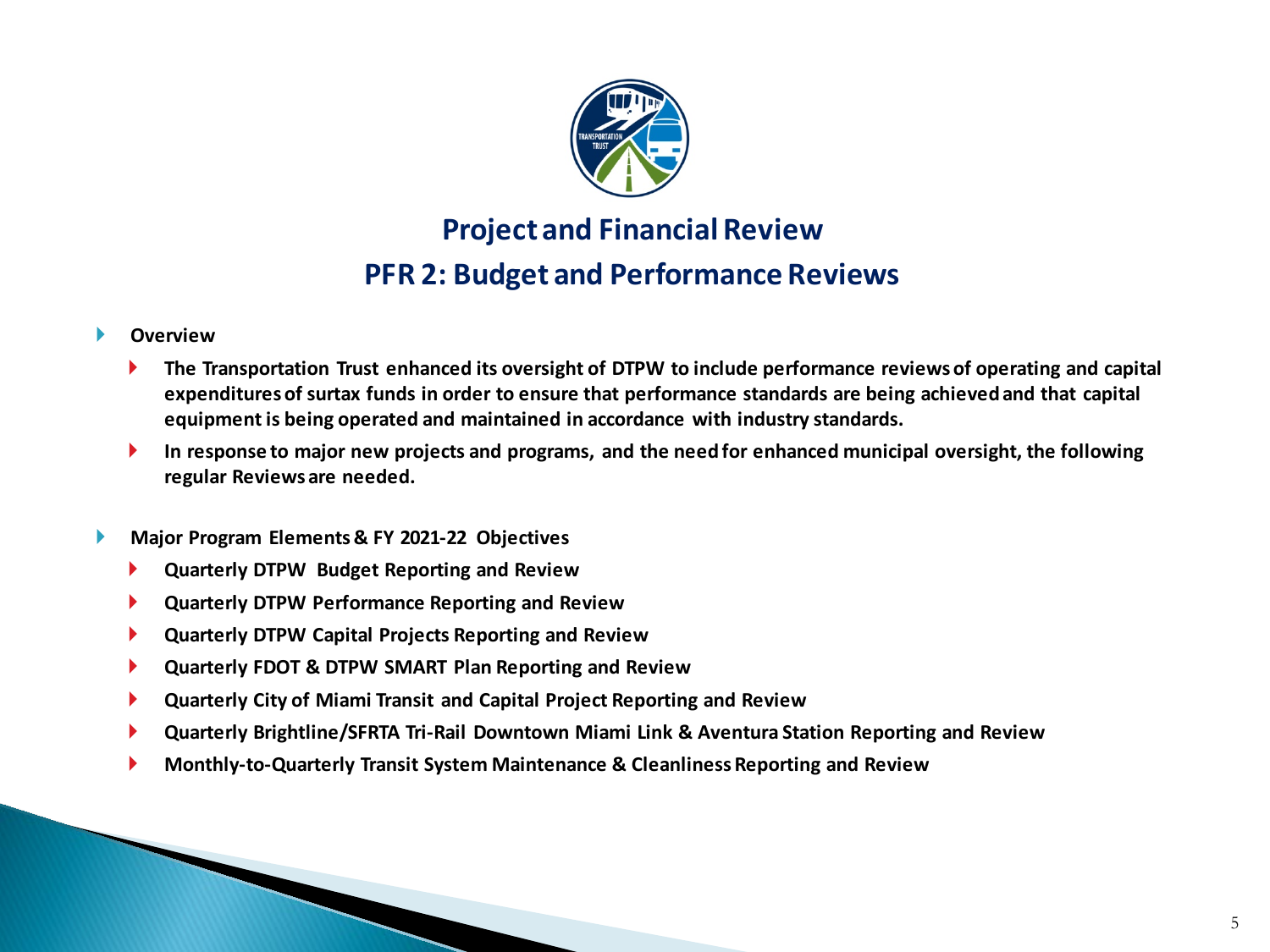# Project and Financial Review

## PFR 2: Budget and Performance Reviews

- **Overview**
  - **The Transportation Trust enhanced its oversight of DTPW to include performance reviews of operating and capital expenditures of surtax funds in order to ensure that performance standards are being achieved and that capital equipment is being operated and maintained in accordance with industry standards.**
  - **In response to major new projects and programs, and the need for enhanced municipal oversight, the following regular Reviews are needed.**

- **Major Program Elements & FY 2021-22 Objectives**
  - **Quarterly DTPW Budget Reporting and Review**
  - **Quarterly DTPW Performance Reporting and Review**
  - **Quarterly DTPW Capital Projects Reporting and Review**
  - **Quarterly FDOT & DTPW SMART Plan Reporting and Review**
  - **Quarterly City of Miami Transit and Capital Project Reporting and Review**
  - **Quarterly Brightline/SFRTA Tri-Rail Downtown Miami Link & Aventura Station Reporting and Review**
  - **Monthly-to-Quarterly Transit System Maintenance & Cleanliness Reporting and Review**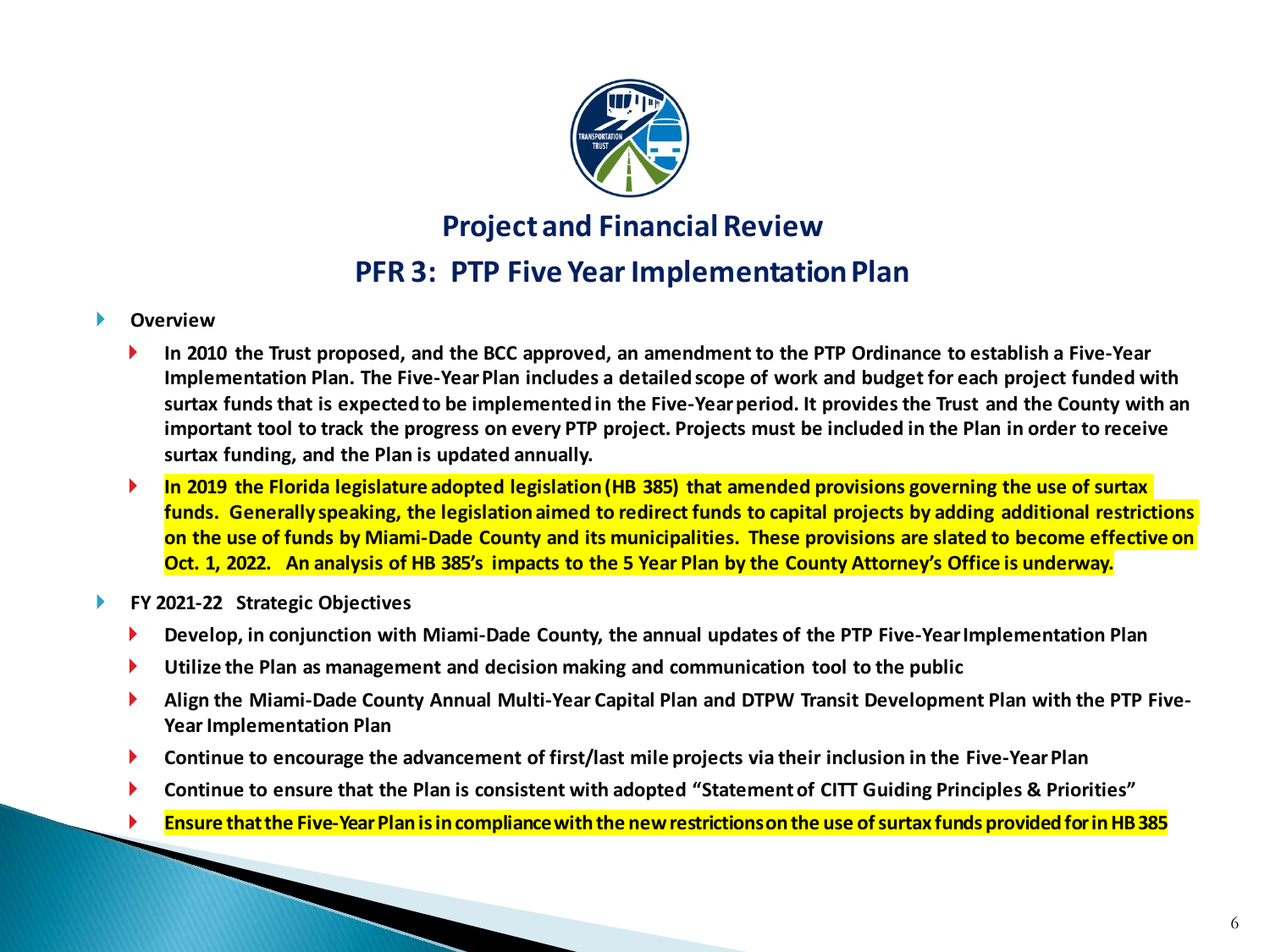## Project and Financial Review

## PFR 3: PTP Five Year Implementation Plan

- **Overview**
  - **In 2010 the Trust proposed, and the BCC approved, an amendment to the PTP Ordinance to establish a Five-Year Implementation Plan. The Five-Year Plan includes a detailed scope of work and budget for each project funded with surtax funds that is expected to be implemented in the Five-Year period. It provides the Trust and the County with an important tool to track the progress on every PTP project. Projects must be included in the Plan in order to receive surtax funding, and the Plan is updated annually.**
  - **In 2019 the Florida legislature adopted legislation (HB 385) that amended provisions governing the use of surtax funds. Generally speaking, the legislation aimed to redirect funds to capital projects by adding additional restrictions on the use of funds by Miami-Dade County and its municipalities. These provisions are slated to become effective on Oct. 1, 2022. An analysis of HB 385's impacts to the 5 Year Plan by the County Attorney's Office is underway.**
- **FY 2021-22 Strategic Objectives**
  - **Develop, in conjunction with Miami-Dade County, the annual updates of the PTP Five-Year Implementation Plan**
  - **Utilize the Plan as management and decision making and communication tool to the public**
  - **Align the Miami-Dade County Annual Multi-Year Capital Plan and DTPW Transit Development Plan with the PTP Five-Year Implementation Plan**
  - **Continue to encourage the advancement of first/last mile projects via their inclusion in the Five-Year Plan**
  - **Continue to ensure that the Plan is consistent with adopted "Statement of CITT Guiding Principles & Priorities"**
  - **Ensure that the Five-Year Plan is in compliance with the new restrictions on the use of surtax funds provided for in HB 385**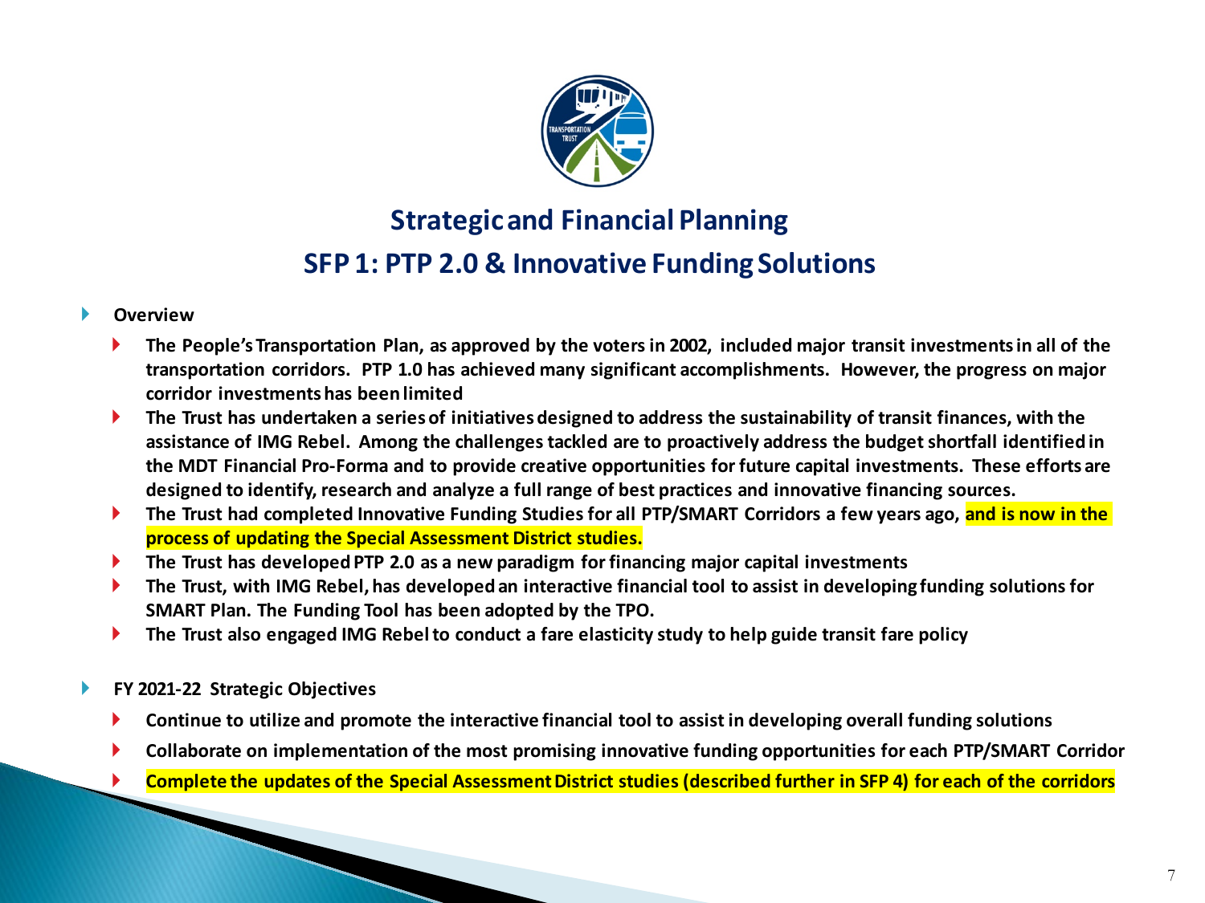## Strategic and Financial Planning

## SFP 1: PTP 2.0 & Innovative Funding Solutions

- **Overview**
  - **The People's Transportation Plan, as approved by the voters in 2002, included major transit investments in all of the transportation corridors. PTP 1.0 has achieved many significant accomplishments. However, the progress on major corridor investments has been limited**
  - **The Trust has undertaken a series of initiatives designed to address the sustainability of transit finances, with the assistance of IMG Rebel. Among the challenges tackled are to proactively address the budget shortfall identified in the MDT Financial Pro-Forma and to provide creative opportunities for future capital investments. These efforts are designed to identify, research and analyze a full range of best practices and innovative financing sources.**
  - **The Trust had completed Innovative Funding Studies for all PTP/SMART Corridors a few years ago, and is now in the process of updating the Special Assessment District studies.**
  - **The Trust has developed PTP 2.0 as a new paradigm for financing major capital investments**
  - **The Trust, with IMG Rebel, has developed an interactive financial tool to assist in developing funding solutions for SMART Plan. The Funding Tool has been adopted by the TPO.**
  - **The Trust also engaged IMG Rebel to conduct a fare elasticity study to help guide transit fare policy**

- **FY 2021-22 Strategic Objectives**
  - **Continue to utilize and promote the interactive financial tool to assist in developing overall funding solutions**
  - **Collaborate on implementation of the most promising innovative funding opportunities for each PTP/SMART Corridor**
  - **Complete the updates of the Special Assessment District studies (described further in SFP 4) for each of the corridors**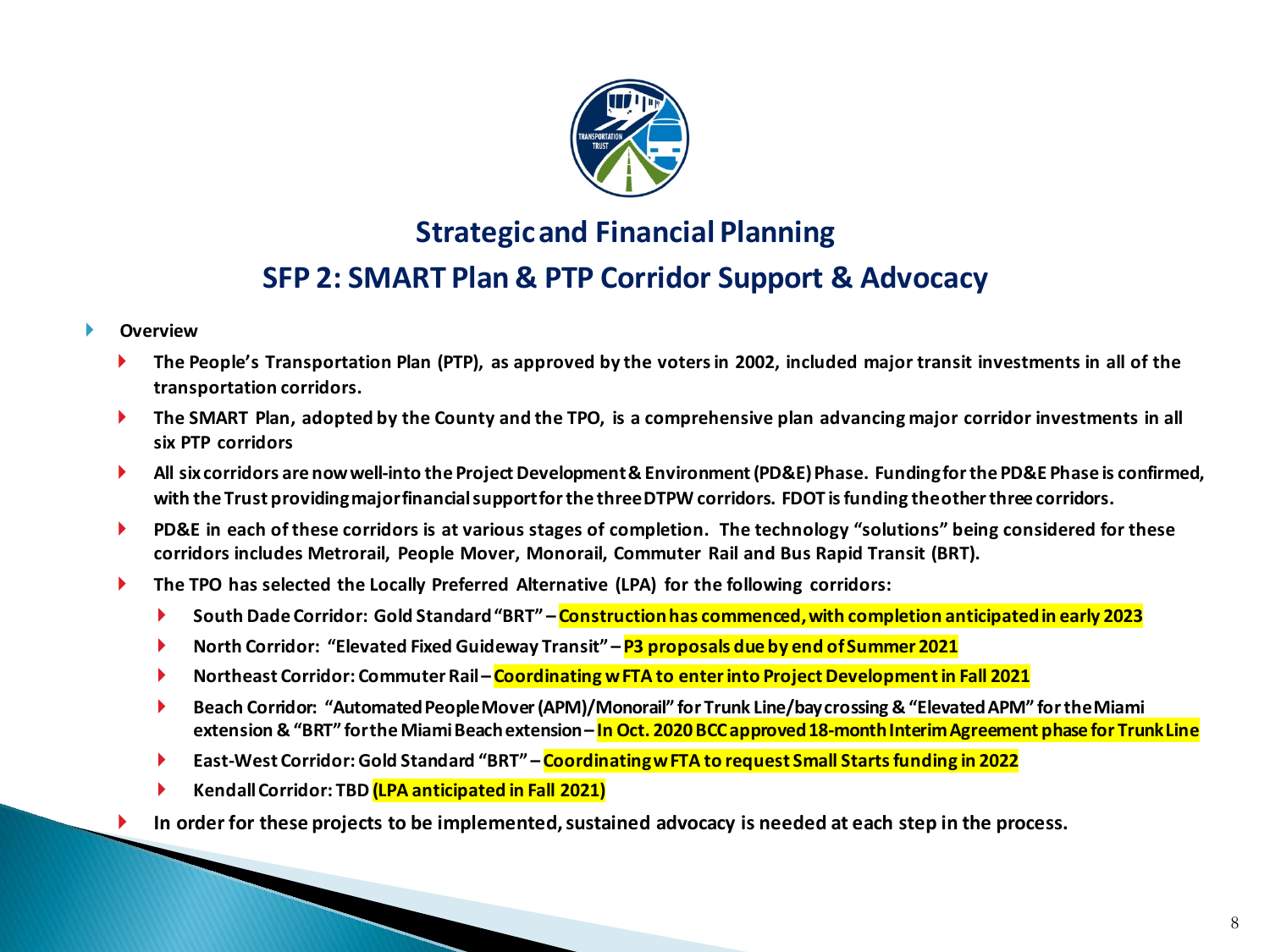## Strategic and Financial Planning

## SFP 2: SMART Plan & PTP Corridor Support & Advocacy

- **Overview**
  - **The People's Transportation Plan (PTP), as approved by the voters in 2002, included major transit investments in all of the transportation corridors.**
  - **The SMART Plan, adopted by the County and the TPO, is a comprehensive plan advancing major corridor investments in all six PTP corridors**
  - **All six corridors are now well-into the Project Development & Environment (PD&E) Phase. Funding for the PD&E Phase is confirmed, with the Trust providing major financial support for the three DTPW corridors. FDOT is funding the other three corridors.**
  - **PD&E in each of these corridors is at various stages of completion. The technology "solutions" being considered for these corridors includes Metrorail, People Mover, Monorail, Commuter Rail and Bus Rapid Transit (BRT).**
  - **The TPO has selected the Locally Preferred Alternative (LPA) for the following corridors:**
    - **South Dade Corridor: Gold Standard "BRT" – Construction has commenced, with completion anticipated in early 2023**
    - **North Corridor: "Elevated Fixed Guideway Transit" – P3 proposals due by end of Summer 2021**
    - **Northeast Corridor: Commuter Rail – Coordinating w FTA to enter into Project Development in Fall 2021**
    - **Beach Corridor: "Automated People Mover (APM)/Monorail" for Trunk Line/bay crossing & "Elevated APM" for the Miami extension & "BRT" for the Miami Beach extension – In Oct. 2020 BCC approved 18-month Interim Agreement phase for Trunk Line**
    - **East-West Corridor: Gold Standard "BRT" – Coordinating w FTA to request Small Starts funding in 2022**
    - **Kendall Corridor: TBD (LPA anticipated in Fall 2021)**
  - **In order for these projects to be implemented, sustained advocacy is needed at each step in the process.**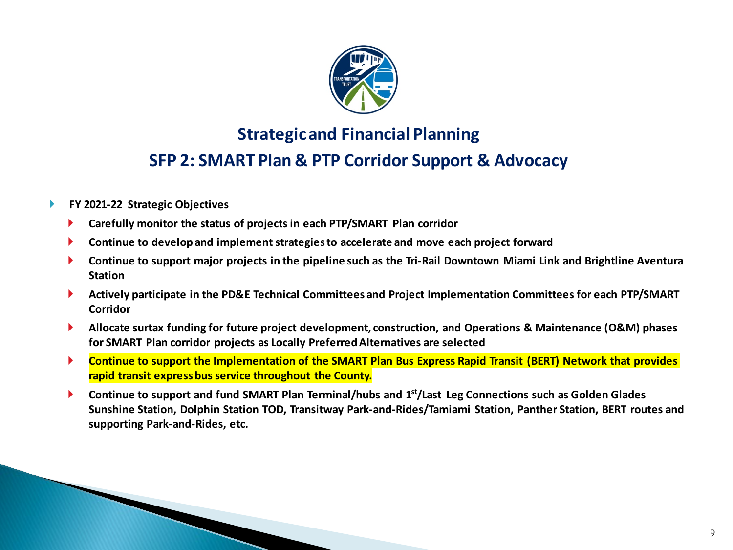## Strategic and Financial Planning

## SFP 2: SMART Plan & PTP Corridor Support & Advocacy

- **FY 2021-22 Strategic Objectives**
  - **Carefully monitor the status of projects in each PTP/SMART Plan corridor**
  - **Continue to develop and implement strategies to accelerate and move each project forward**
  - **Continue to support major projects in the pipeline such as the Tri-Rail Downtown Miami Link and Brightline Aventura Station**
  - **Actively participate in the PD&E Technical Committees and Project Implementation Committees for each PTP/SMART Corridor**
  - **Allocate surtax funding for future project development, construction, and Operations & Maintenance (O&M) phases for SMART Plan corridor projects as Locally Preferred Alternatives are selected**
  - **Continue to support the Implementation of the SMART Plan Bus Express Rapid Transit (BERT) Network that provides rapid transit express bus service throughout the County.**
  - **Continue to support and fund SMART Plan Terminal/hubs and 1st/Last Leg Connections such as Golden Glades Sunshine Station, Dolphin Station TOD, Transitway Park-and-Rides/Tamiami Station, Panther Station, BERT routes and supporting Park-and-Rides, etc.**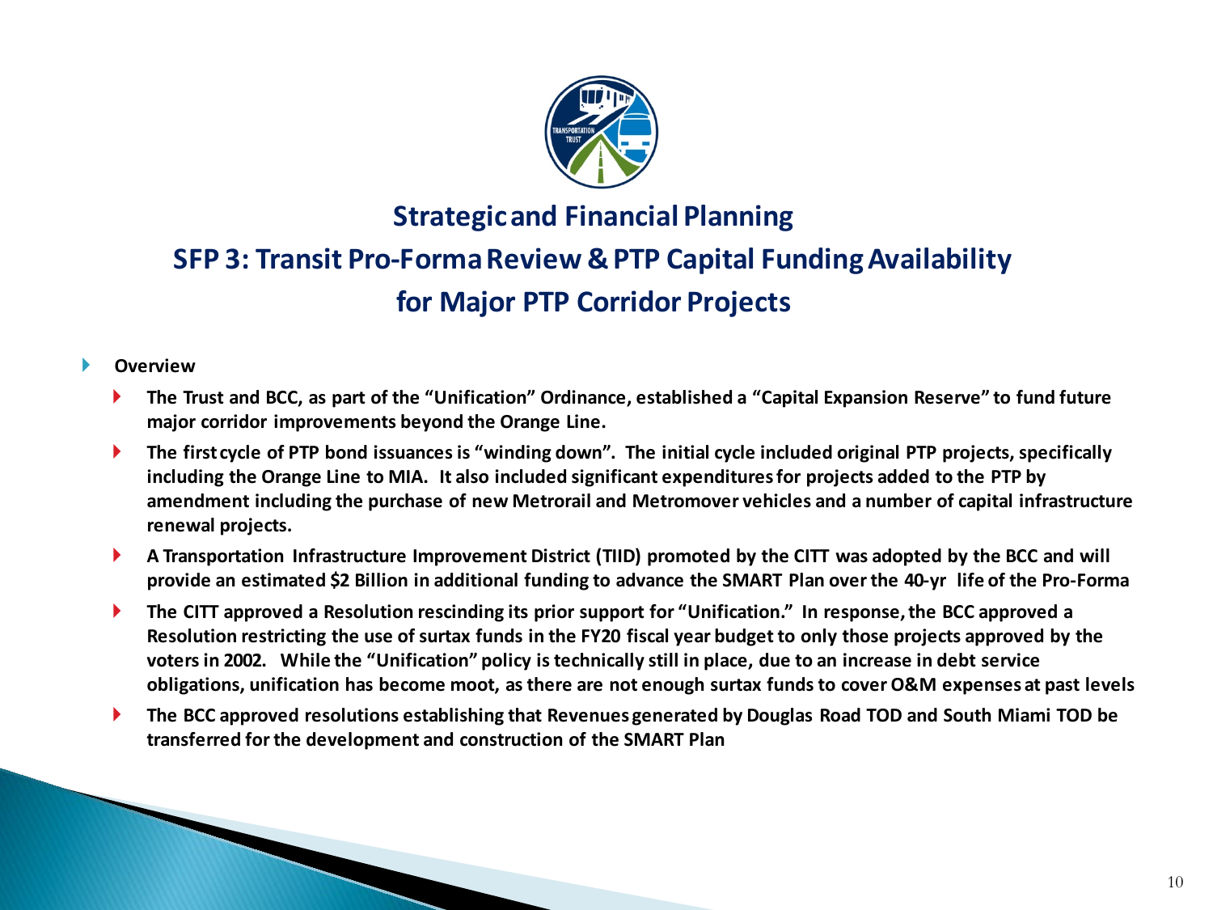## Strategic and Financial Planning

## SFP 3: Transit Pro-Forma Review & PTP Capital Funding Availability for Major PTP Corridor Projects

- **Overview**
  - **The Trust and BCC, as part of the "Unification" Ordinance, established a "Capital Expansion Reserve" to fund future major corridor improvements beyond the Orange Line.**
  - **The first cycle of PTP bond issuances is "winding down". The initial cycle included original PTP projects, specifically including the Orange Line to MIA. It also included significant expenditures for projects added to the PTP by amendment including the purchase of new Metrorail and Metromover vehicles and a number of capital infrastructure renewal projects.**
  - **A Transportation Infrastructure Improvement District (TIID) promoted by the CITT was adopted by the BCC and will provide an estimated $2 Billion in additional funding to advance the SMART Plan over the 40-yr life of the Pro-Forma**
  - **The CITT approved a Resolution rescinding its prior support for "Unification." In response, the BCC approved a Resolution restricting the use of surtax funds in the FY20 fiscal year budget to only those projects approved by the voters in 2002. While the "Unification" policy is technically still in place, due to an increase in debt service obligations, unification has become moot, as there are not enough surtax funds to cover O&M expenses at past levels**
  - **The BCC approved resolutions establishing that Revenues generated by Douglas Road TOD and South Miami TOD be transferred for the development and construction of the SMART Plan**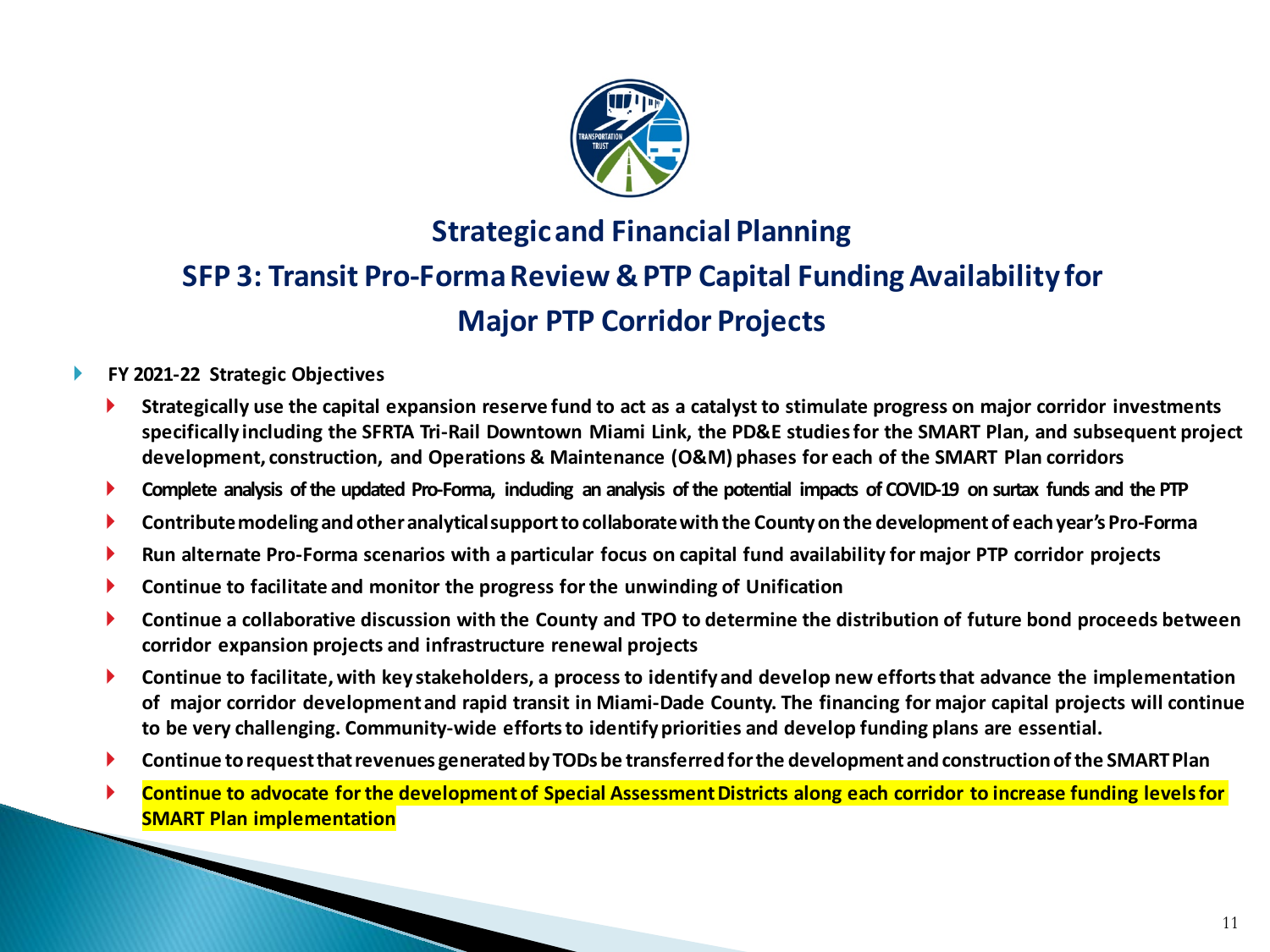## Strategic and Financial Planning

## SFP 3: Transit Pro-Forma Review & PTP Capital Funding Availability for Major PTP Corridor Projects

- **FY 2021-22 Strategic Objectives**
  - **Strategically use the capital expansion reserve fund to act as a catalyst to stimulate progress on major corridor investments specifically including the SFRTA Tri-Rail Downtown Miami Link, the PD&E studies for the SMART Plan, and subsequent project development, construction, and Operations & Maintenance (O&M) phases for each of the SMART Plan corridors**
  - **Complete analysis of the updated Pro-Forma, including an analysis of the potential impacts of COVID-19 on surtax funds and the PTP**
  - **Contribute modeling and other analytical support to collaborate with the County on the development of each year's Pro-Forma**
  - **Run alternate Pro-Forma scenarios with a particular focus on capital fund availability for major PTP corridor projects**
  - **Continue to facilitate and monitor the progress for the unwinding of Unification**
  - **Continue a collaborative discussion with the County and TPO to determine the distribution of future bond proceeds between corridor expansion projects and infrastructure renewal projects**
  - **Continue to facilitate, with key stakeholders, a process to identify and develop new efforts that advance the implementation of major corridor development and rapid transit in Miami-Dade County. The financing for major capital projects will continue to be very challenging. Community-wide efforts to identify priorities and develop funding plans are essential.**
  - **Continue to request that revenues generated by TODs be transferred for the development and construction of the SMART Plan**
  - **Continue to advocate for the development of Special Assessment Districts along each corridor to increase funding levels for SMART Plan implementation**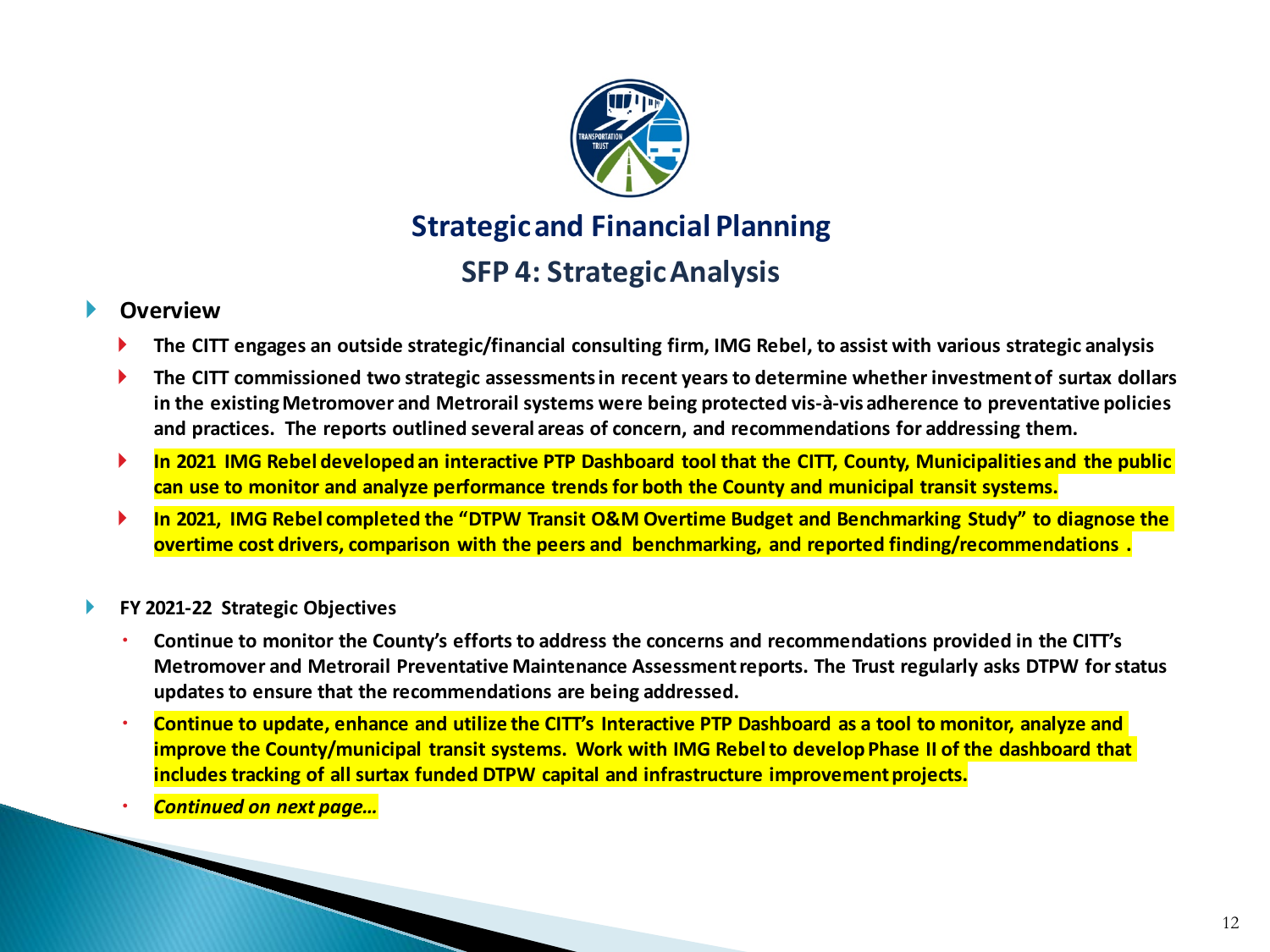## Strategic and Financial Planning

### SFP 4: Strategic Analysis

- **Overview**
  - **The CITT engages an outside strategic/financial consulting firm, IMG Rebel, to assist with various strategic analysis**
  - **The CITT commissioned two strategic assessments in recent years to determine whether investment of surtax dollars in the existing Metromover and Metrorail systems were being protected vis-à-vis adherence to preventative policies and practices. The reports outlined several areas of concern, and recommendations for addressing them.**
  - **In 2021 IMG Rebel developed an interactive PTP Dashboard tool that the CITT, County, Municipalities and the public can use to monitor and analyze performance trends for both the County and municipal transit systems.**
  - **In 2021, IMG Rebel completed the "DTPW Transit O&M Overtime Budget and Benchmarking Study" to diagnose the overtime cost drivers, comparison with the peers and benchmarking, and reported finding/recommendations .**

- **FY 2021-22 Strategic Objectives**
  - **Continue to monitor the County's efforts to address the concerns and recommendations provided in the CITT's Metromover and Metrorail Preventative Maintenance Assessment reports. The Trust regularly asks DTPW for status updates to ensure that the recommendations are being addressed.**
  - **Continue to update, enhance and utilize the CITT's Interactive PTP Dashboard as a tool to monitor, analyze and improve the County/municipal transit systems. Work with IMG Rebel to develop Phase II of the dashboard that includes tracking of all surtax funded DTPW capital and infrastructure improvement projects.**
  - ***Continued on next page…***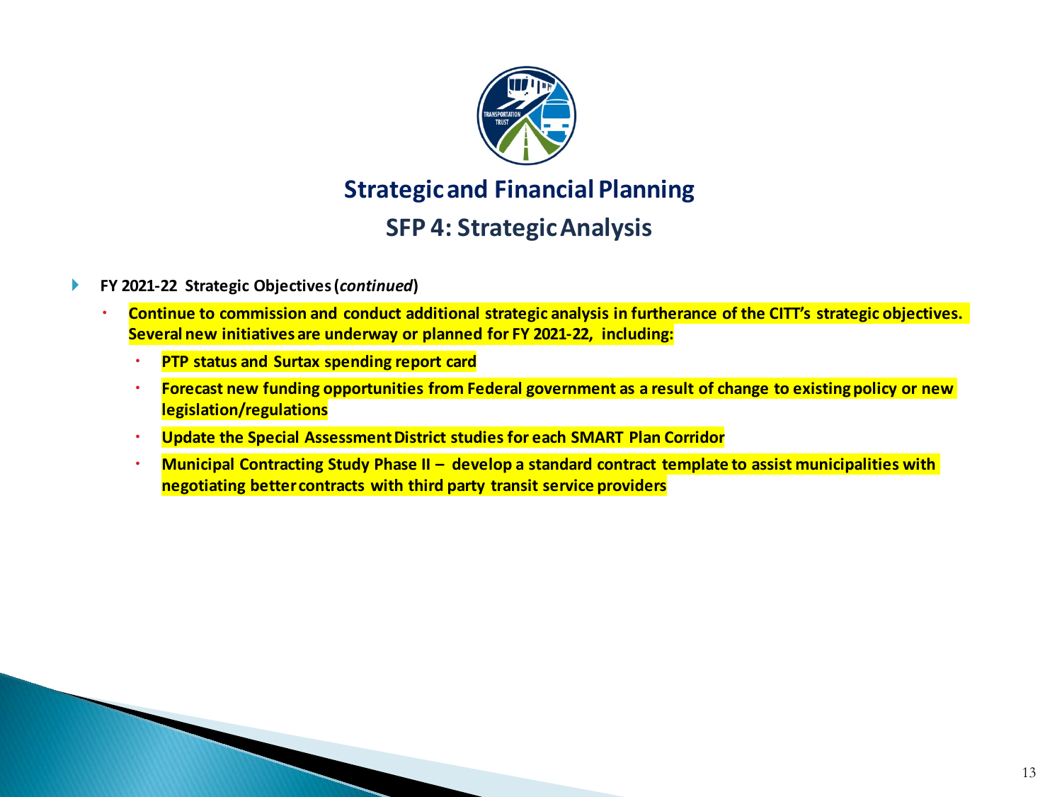## Strategic and Financial Planning

### SFP 4: Strategic Analysis

- **FY 2021-22 Strategic Objectives (*continued*)**
  - **Continue to commission and conduct additional strategic analysis in furtherance of the CITT's strategic objectives. Several new initiatives are underway or planned for FY 2021-22, including:**
    - **PTP status and Surtax spending report card**
    - **Forecast new funding opportunities from Federal government as a result of change to existing policy or new legislation/regulations**
    - **Update the Special Assessment District studies for each SMART Plan Corridor**
    - **Municipal Contracting Study Phase II – develop a standard contract template to assist municipalities with negotiating better contracts with third party transit service providers**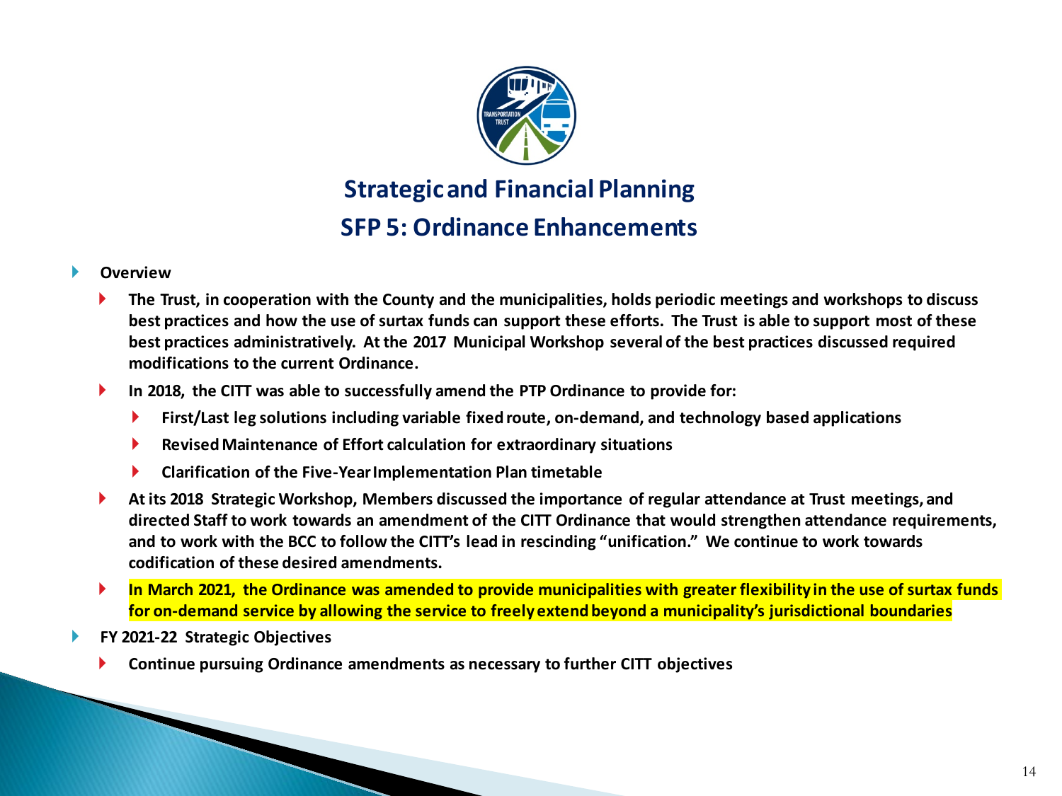## Strategic and Financial Planning

## SFP 5: Ordinance Enhancements

- **Overview**
  - **The Trust, in cooperation with the County and the municipalities, holds periodic meetings and workshops to discuss best practices and how the use of surtax funds can support these efforts. The Trust is able to support most of these best practices administratively. At the 2017 Municipal Workshop several of the best practices discussed required modifications to the current Ordinance.**
  - **In 2018, the CITT was able to successfully amend the PTP Ordinance to provide for:**
    - **First/Last leg solutions including variable fixed route, on-demand, and technology based applications**
    - **Revised Maintenance of Effort calculation for extraordinary situations**
    - **Clarification of the Five-Year Implementation Plan timetable**
  - **At its 2018 Strategic Workshop, Members discussed the importance of regular attendance at Trust meetings, and directed Staff to work towards an amendment of the CITT Ordinance that would strengthen attendance requirements, and to work with the BCC to follow the CITT's lead in rescinding "unification." We continue to work towards codification of these desired amendments.**
  - **In March 2021, the Ordinance was amended to provide municipalities with greater flexibility in the use of surtax funds for on-demand service by allowing the service to freely extend beyond a municipality's jurisdictional boundaries**
- **FY 2021-22 Strategic Objectives**
  - **Continue pursuing Ordinance amendments as necessary to further CITT objectives**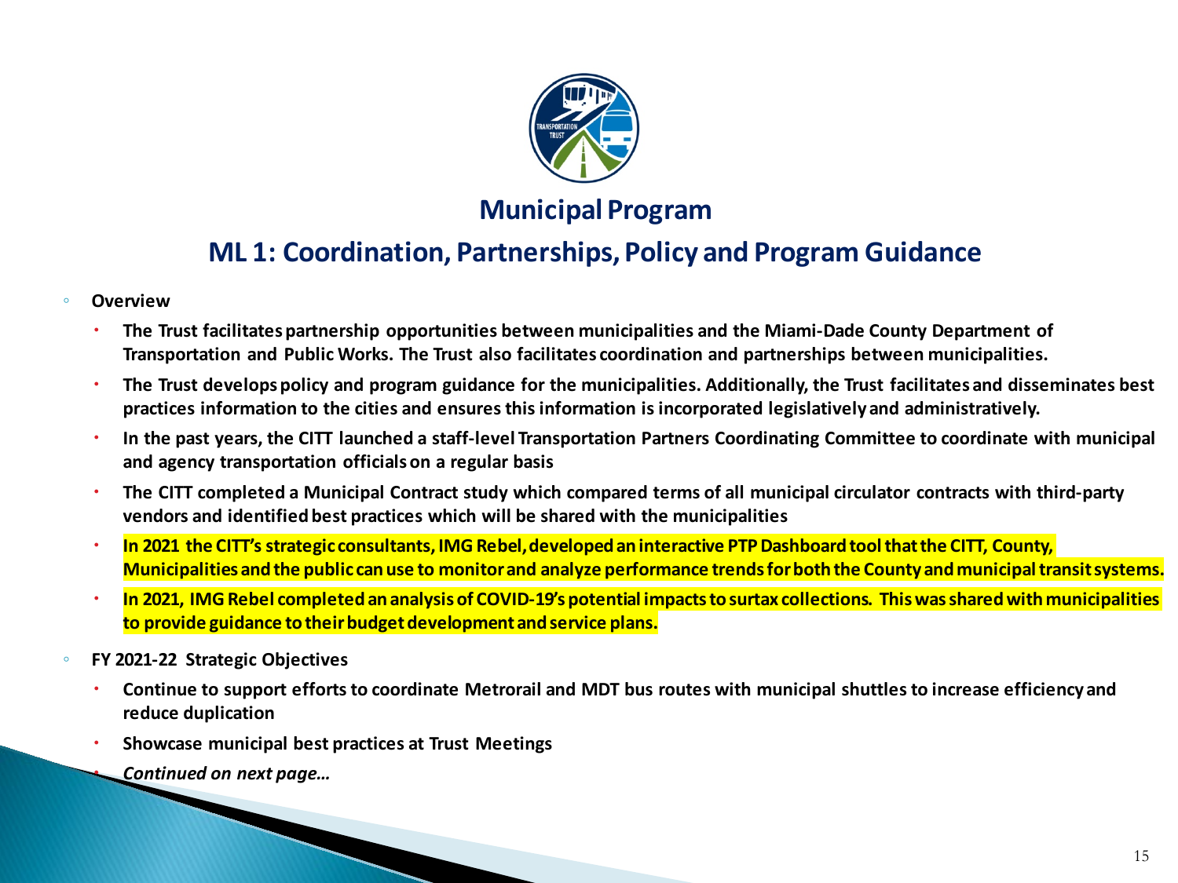## Municipal Program

## ML 1: Coordination, Partnerships, Policy and Program Guidance

- **Overview**
  - **The Trust facilitates partnership opportunities between municipalities and the Miami-Dade County Department of Transportation and Public Works. The Trust also facilitates coordination and partnerships between municipalities.**
  - **The Trust develops policy and program guidance for the municipalities. Additionally, the Trust facilitates and disseminates best practices information to the cities and ensures this information is incorporated legislatively and administratively.**
  - **In the past years, the CITT launched a staff-level Transportation Partners Coordinating Committee to coordinate with municipal and agency transportation officials on a regular basis**
  - **The CITT completed a Municipal Contract study which compared terms of all municipal circulator contracts with third-party vendors and identified best practices which will be shared with the municipalities**
  - **In 2021 the CITT's strategic consultants, IMG Rebel, developed an interactive PTP Dashboard tool that the CITT, County, Municipalities and the public can use to monitor and analyze performance trends for both the County and municipal transit systems.**
  - **In 2021, IMG Rebel completed an analysis of COVID-19's potential impacts to surtax collections. This was shared with municipalities to provide guidance to their budget development and service plans.**
- **FY 2021-22 Strategic Objectives**
  - **Continue to support efforts to coordinate Metrorail and MDT bus routes with municipal shuttles to increase efficiency and reduce duplication**
  - **Showcase municipal best practices at Trust Meetings**
  - ***Continued on next page…***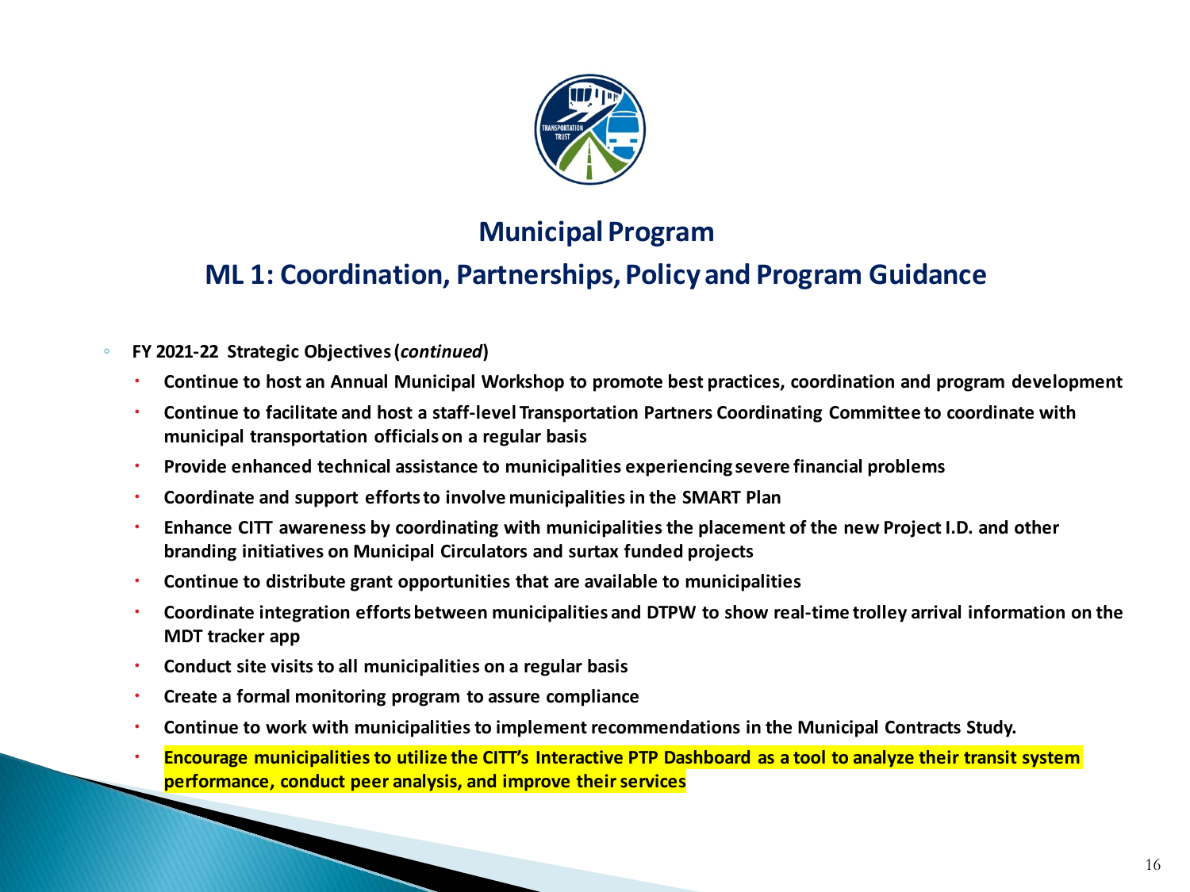## Municipal Program

## ML 1: Coordination, Partnerships, Policy and Program Guidance

- **FY 2021-22 Strategic Objectives (*continued*)**
  - **Continue to host an Annual Municipal Workshop to promote best practices, coordination and program development**
  - **Continue to facilitate and host a staff-level Transportation Partners Coordinating Committee to coordinate with municipal transportation officials on a regular basis**
  - **Provide enhanced technical assistance to municipalities experiencing severe financial problems**
  - **Coordinate and support efforts to involve municipalities in the SMART Plan**
  - **Enhance CITT awareness by coordinating with municipalities the placement of the new Project I.D. and other branding initiatives on Municipal Circulators and surtax funded projects**
  - **Continue to distribute grant opportunities that are available to municipalities**
  - **Coordinate integration efforts between municipalities and DTPW to show real-time trolley arrival information on the MDT tracker app**
  - **Conduct site visits to all municipalities on a regular basis**
  - **Create a formal monitoring program to assure compliance**
  - **Continue to work with municipalities to implement recommendations in the Municipal Contracts Study.**
  - **Encourage municipalities to utilize the CITT's Interactive PTP Dashboard as a tool to analyze their transit system performance, conduct peer analysis, and improve their services**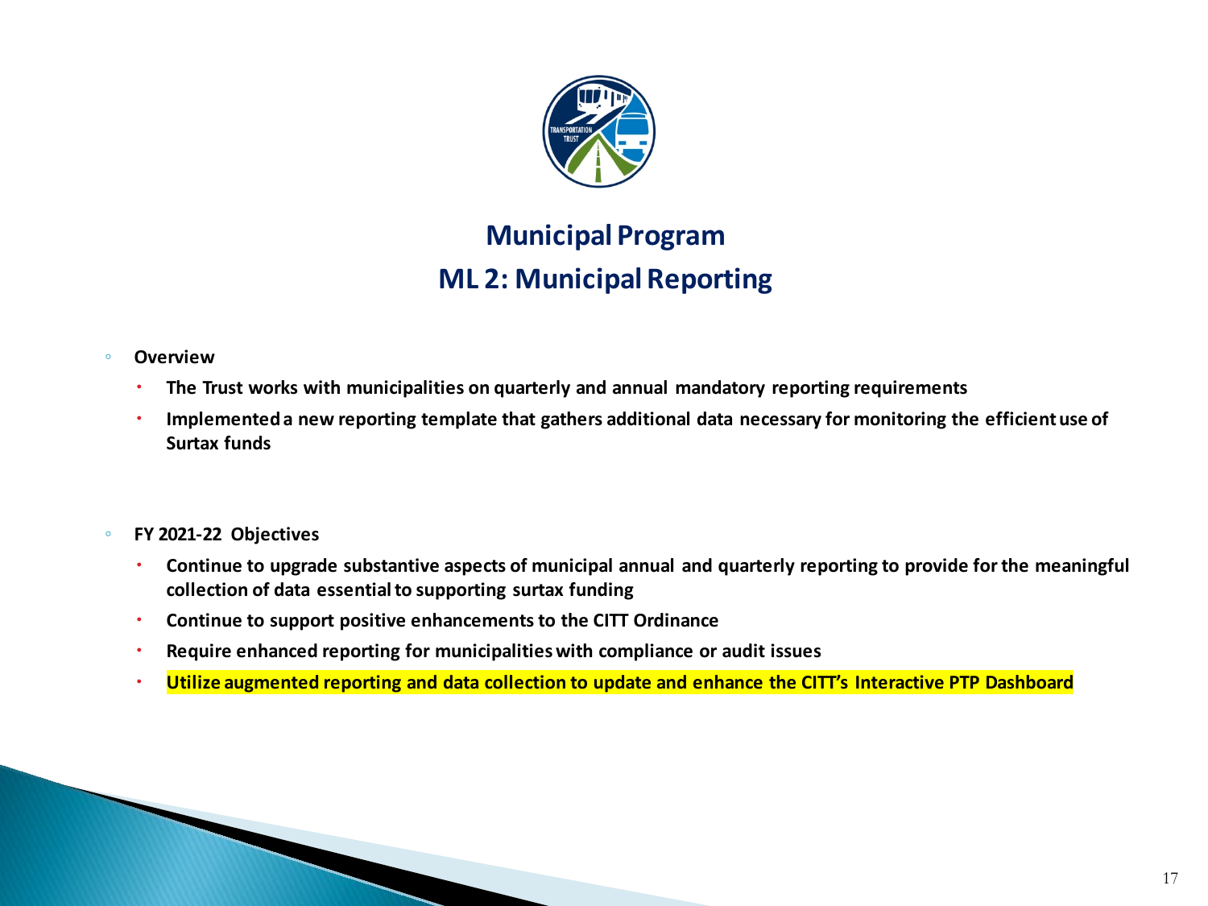# Municipal Program

## ML 2: Municipal Reporting

- **Overview**
  - **The Trust works with municipalities on quarterly and annual mandatory reporting requirements**
  - **Implemented a new reporting template that gathers additional data necessary for monitoring the efficient use of Surtax funds**

- **FY 2021-22 Objectives**
  - **Continue to upgrade substantive aspects of municipal annual and quarterly reporting to provide for the meaningful collection of data essential to supporting surtax funding**
  - **Continue to support positive enhancements to the CITT Ordinance**
  - **Require enhanced reporting for municipalities with compliance or audit issues**
  - **Utilize augmented reporting and data collection to update and enhance the CITT's Interactive PTP Dashboard**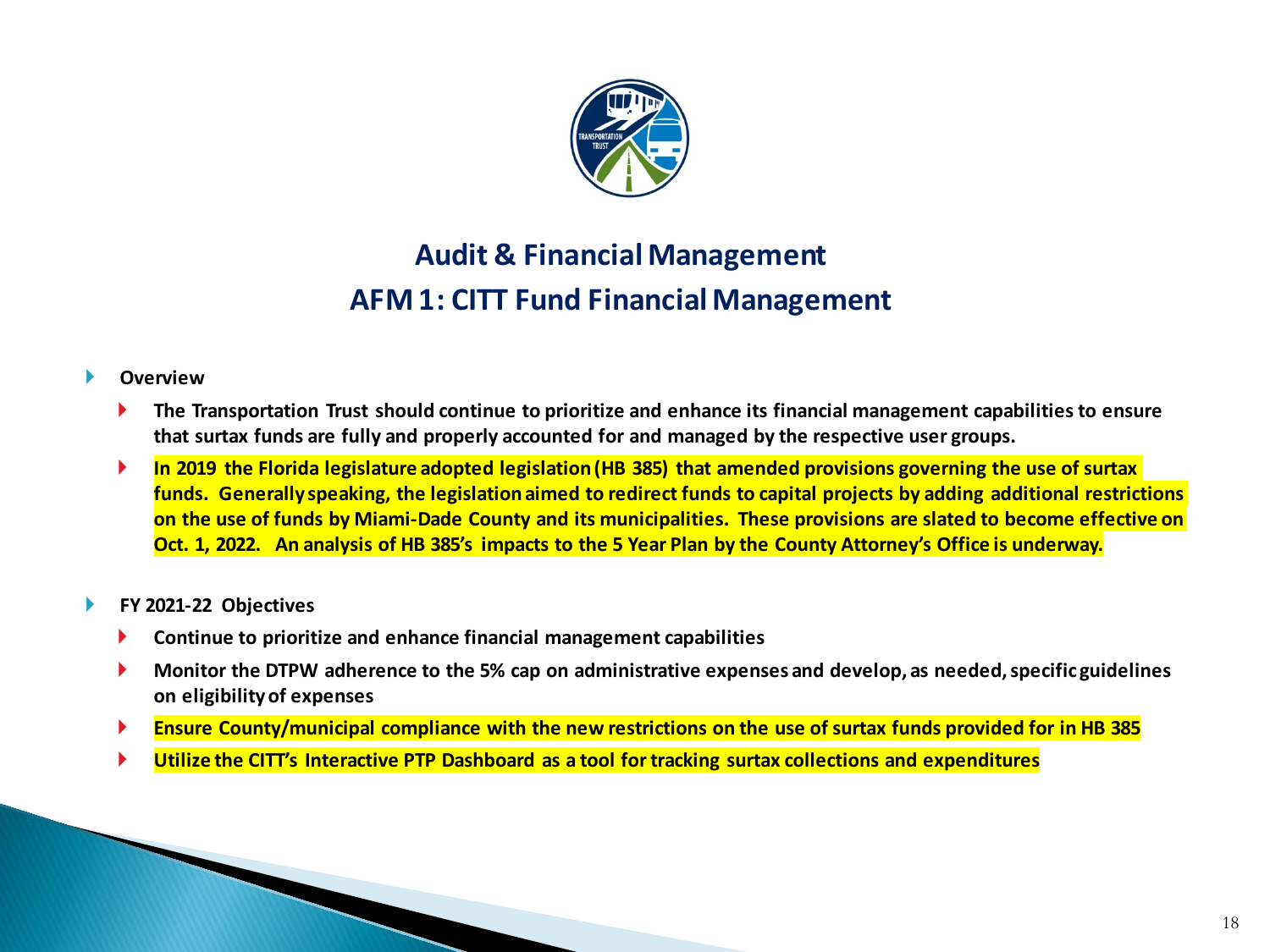## Audit & Financial Management

## AFM 1: CITT Fund Financial Management

- **Overview**
  - **The Transportation Trust should continue to prioritize and enhance its financial management capabilities to ensure that surtax funds are fully and properly accounted for and managed by the respective user groups.**
  - **In 2019 the Florida legislature adopted legislation (HB 385) that amended provisions governing the use of surtax funds. Generally speaking, the legislation aimed to redirect funds to capital projects by adding additional restrictions on the use of funds by Miami-Dade County and its municipalities. These provisions are slated to become effective on Oct. 1, 2022. An analysis of HB 385's impacts to the 5 Year Plan by the County Attorney's Office is underway.**

- **FY 2021-22 Objectives**
  - **Continue to prioritize and enhance financial management capabilities**
  - **Monitor the DTPW adherence to the 5% cap on administrative expenses and develop, as needed, specific guidelines on eligibility of expenses**
  - **Ensure County/municipal compliance with the new restrictions on the use of surtax funds provided for in HB 385**
  - **Utilize the CITT's Interactive PTP Dashboard as a tool for tracking surtax collections and expenditures**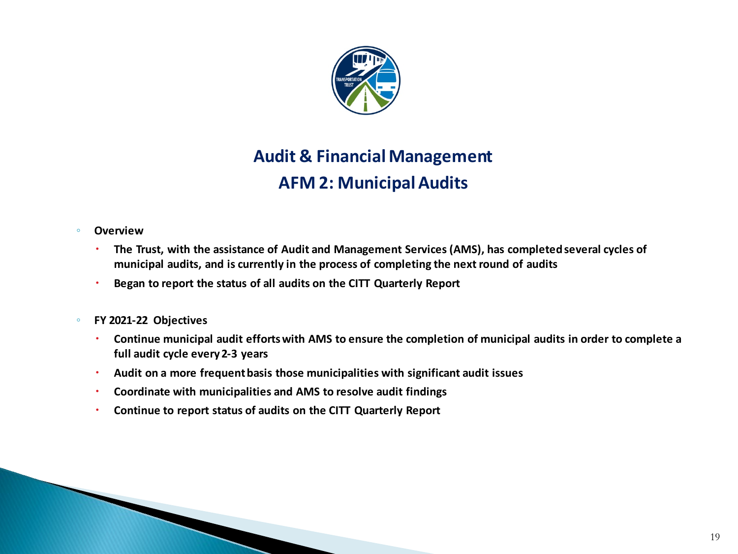## Audit & Financial Management
## AFM 2: Municipal Audits

- **Overview**
  - **The Trust, with the assistance of Audit and Management Services (AMS), has completed several cycles of municipal audits, and is currently in the process of completing the next round of audits**
  - **Began to report the status of all audits on the CITT Quarterly Report**

- **FY 2021-22 Objectives**
  - **Continue municipal audit efforts with AMS to ensure the completion of municipal audits in order to complete a full audit cycle every 2-3 years**
  - **Audit on a more frequent basis those municipalities with significant audit issues**
  - **Coordinate with municipalities and AMS to resolve audit findings**
  - **Continue to report status of audits on the CITT Quarterly Report**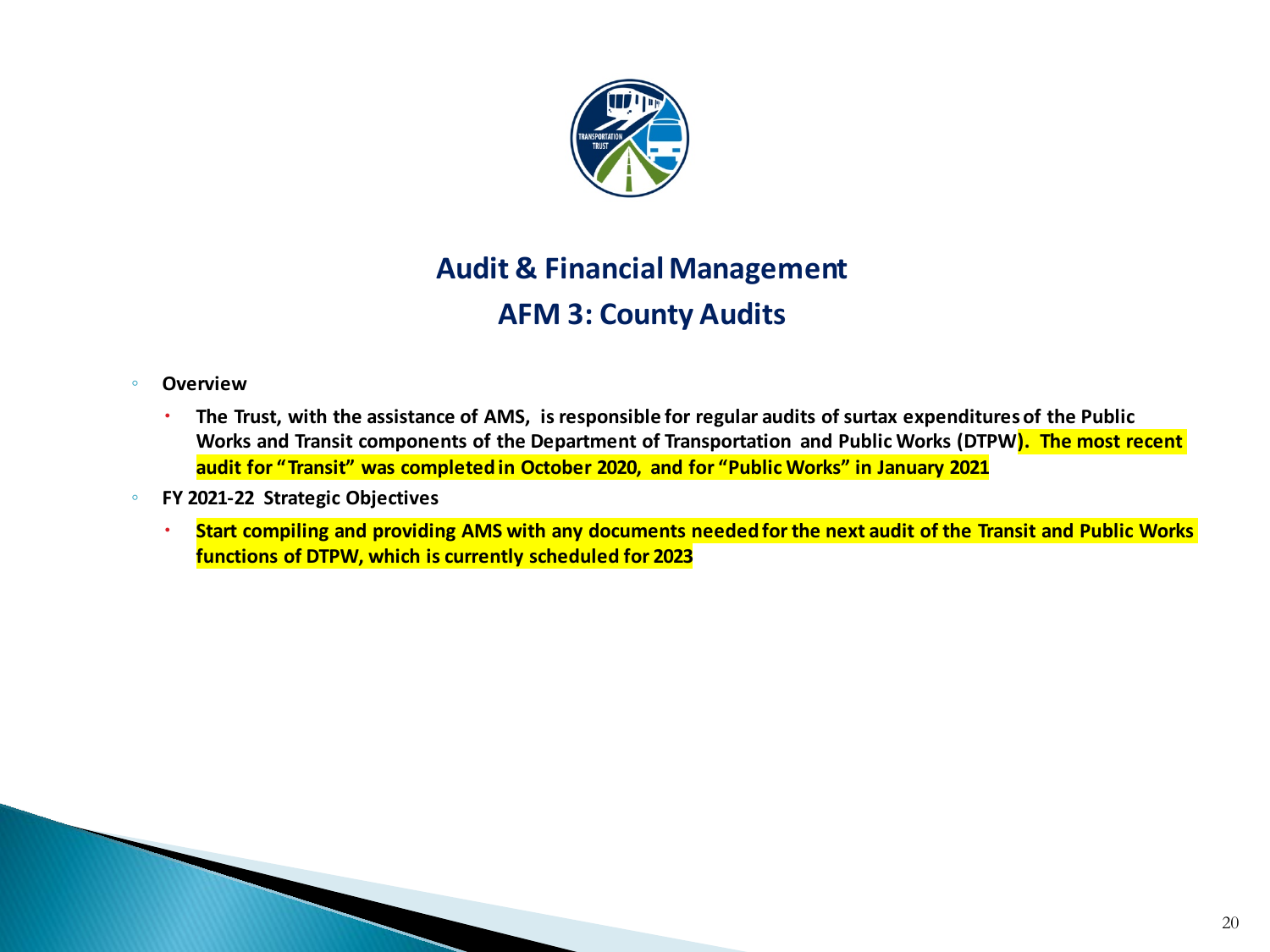## Audit & Financial Management

## AFM 3: County Audits

- **Overview**
  - **The Trust, with the assistance of AMS, is responsible for regular audits of surtax expenditures of the Public Works and Transit components of the Department of Transportation and Public Works (DTPW). The most recent audit for "Transit" was completed in October 2020, and for "Public Works" in January 2021**
- **FY 2021-22 Strategic Objectives**
  - **Start compiling and providing AMS with any documents needed for the next audit of the Transit and Public Works functions of DTPW, which is currently scheduled for 2023**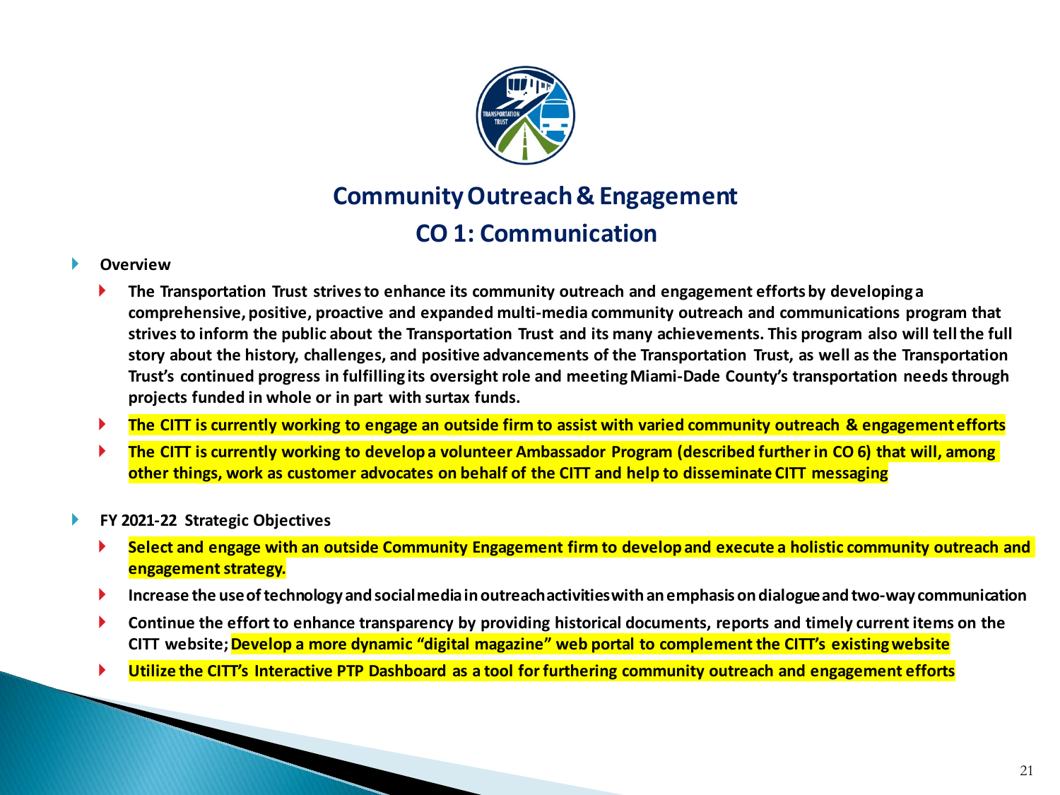## Community Outreach & Engagement

## CO 1: Communication

- **Overview**
  - **The Transportation Trust strives to enhance its community outreach and engagement efforts by developing a comprehensive, positive, proactive and expanded multi-media community outreach and communications program that strives to inform the public about the Transportation Trust and its many achievements. This program also will tell the full story about the history, challenges, and positive advancements of the Transportation Trust, as well as the Transportation Trust's continued progress in fulfilling its oversight role and meeting Miami-Dade County's transportation needs through projects funded in whole or in part with surtax funds.**
  - **The CITT is currently working to engage an outside firm to assist with varied community outreach & engagement efforts**
  - **The CITT is currently working to develop a volunteer Ambassador Program (described further in CO 6) that will, among other things, work as customer advocates on behalf of the CITT and help to disseminate CITT messaging**

- **FY 2021-22 Strategic Objectives**
  - **Select and engage with an outside Community Engagement firm to develop and execute a holistic community outreach and engagement strategy.**
  - **Increase the use of technology and social media in outreach activities with an emphasis on dialogue and two-way communication**
  - **Continue the effort to enhance transparency by providing historical documents, reports and timely current items on the CITT website; Develop a more dynamic "digital magazine" web portal to complement the CITT's existing website**
  - **Utilize the CITT's Interactive PTP Dashboard as a tool for furthering community outreach and engagement efforts**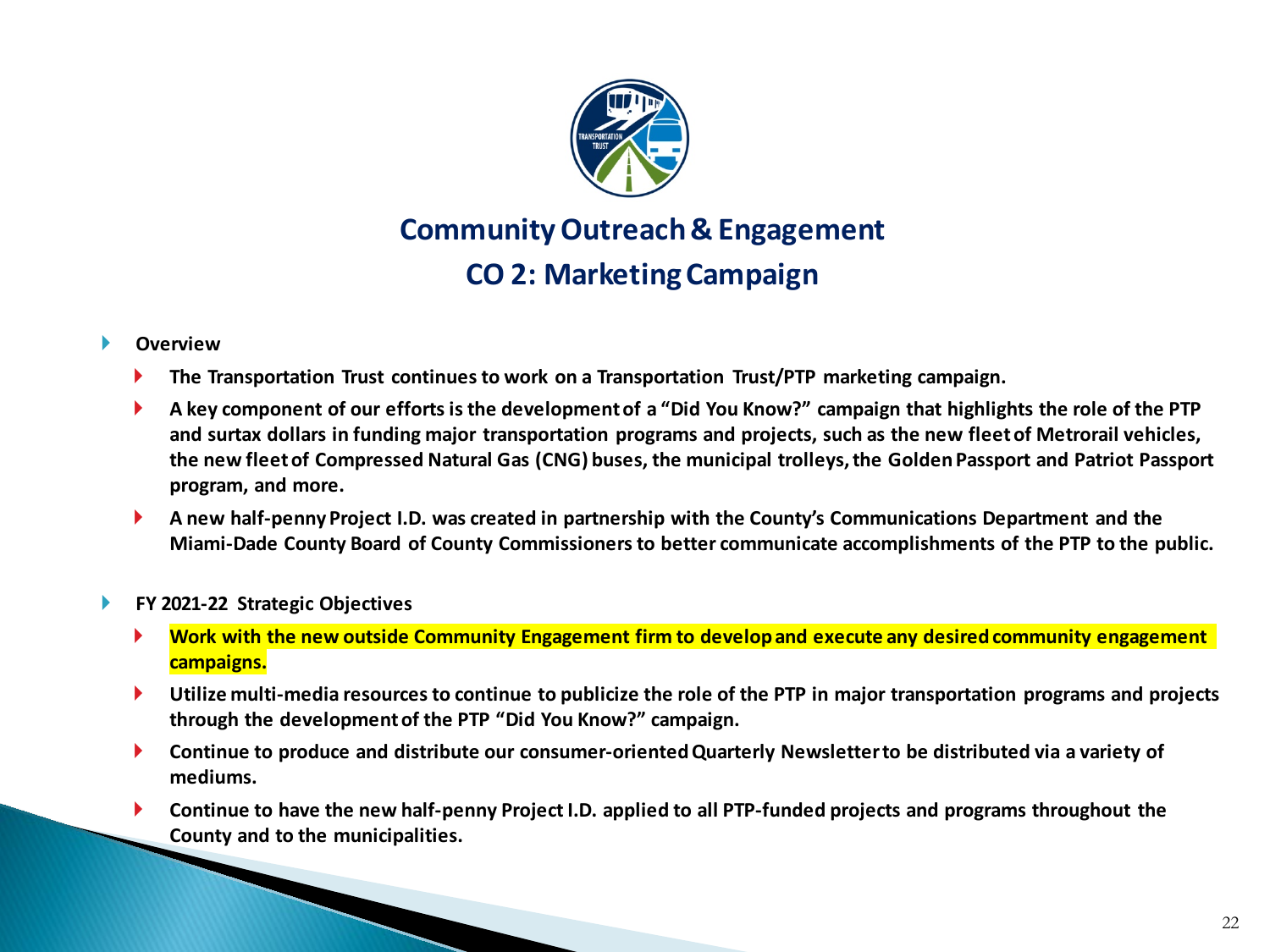# Community Outreach & Engagement

## CO 2: Marketing Campaign

- **Overview**
  - **The Transportation Trust continues to work on a Transportation Trust/PTP marketing campaign.**
  - **A key component of our efforts is the development of a "Did You Know?" campaign that highlights the role of the PTP and surtax dollars in funding major transportation programs and projects, such as the new fleet of Metrorail vehicles, the new fleet of Compressed Natural Gas (CNG) buses, the municipal trolleys, the Golden Passport and Patriot Passport program, and more.**
  - **A new half-penny Project I.D. was created in partnership with the County's Communications Department and the Miami-Dade County Board of County Commissioners to better communicate accomplishments of the PTP to the public.**

- **FY 2021-22 Strategic Objectives**
  - **Work with the new outside Community Engagement firm to develop and execute any desired community engagement campaigns.**
  - **Utilize multi-media resources to continue to publicize the role of the PTP in major transportation programs and projects through the development of the PTP "Did You Know?" campaign.**
  - **Continue to produce and distribute our consumer-oriented Quarterly Newsletter to be distributed via a variety of mediums.**
  - **Continue to have the new half-penny Project I.D. applied to all PTP-funded projects and programs throughout the County and to the municipalities.**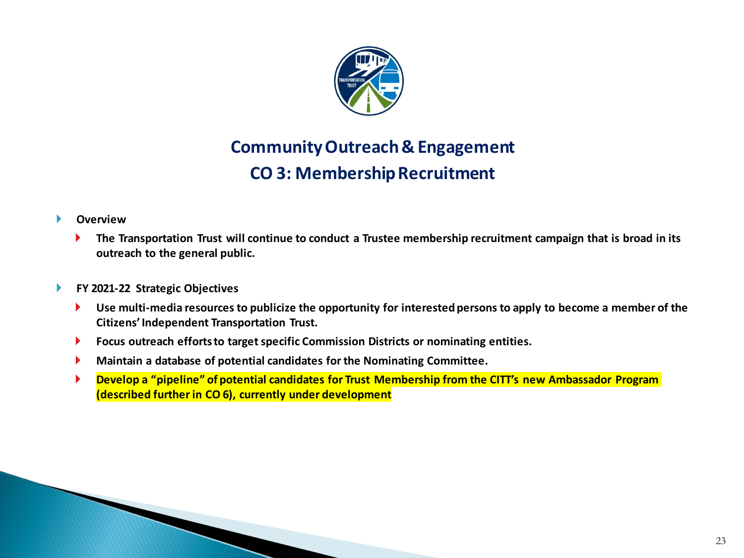# Community Outreach & Engagement

## CO 3: Membership Recruitment

- **Overview**
  - **The Transportation Trust will continue to conduct a Trustee membership recruitment campaign that is broad in its outreach to the general public.**

- **FY 2021-22 Strategic Objectives**
  - **Use multi-media resources to publicize the opportunity for interested persons to apply to become a member of the Citizens' Independent Transportation Trust.**
  - **Focus outreach efforts to target specific Commission Districts or nominating entities.**
  - **Maintain a database of potential candidates for the Nominating Committee.**
  - **Develop a "pipeline" of potential candidates for Trust Membership from the CITT's new Ambassador Program (described further in CO 6), currently under development**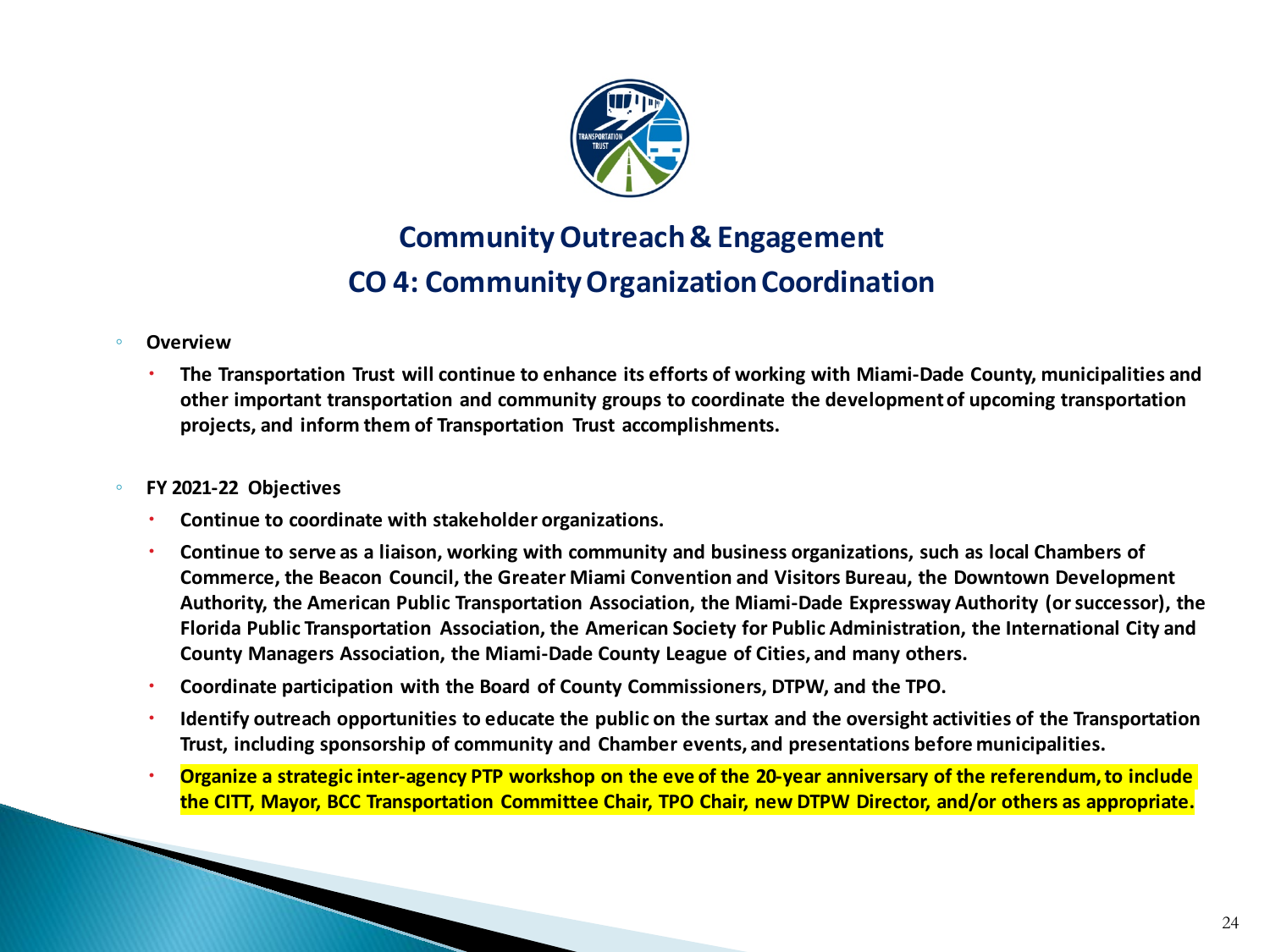## Community Outreach & Engagement

## CO 4: Community Organization Coordination

- **Overview**
  - **The Transportation Trust will continue to enhance its efforts of working with Miami-Dade County, municipalities and other important transportation and community groups to coordinate the development of upcoming transportation projects, and inform them of Transportation Trust accomplishments.**

- **FY 2021-22 Objectives**
  - **Continue to coordinate with stakeholder organizations.**
  - **Continue to serve as a liaison, working with community and business organizations, such as local Chambers of Commerce, the Beacon Council, the Greater Miami Convention and Visitors Bureau, the Downtown Development Authority, the American Public Transportation Association, the Miami-Dade Expressway Authority (or successor), the Florida Public Transportation Association, the American Society for Public Administration, the International City and County Managers Association, the Miami-Dade County League of Cities, and many others.**
  - **Coordinate participation with the Board of County Commissioners, DTPW, and the TPO.**
  - **Identify outreach opportunities to educate the public on the surtax and the oversight activities of the Transportation Trust, including sponsorship of community and Chamber events, and presentations before municipalities.**
  - **Organize a strategic inter-agency PTP workshop on the eve of the 20-year anniversary of the referendum, to include the CITT, Mayor, BCC Transportation Committee Chair, TPO Chair, new DTPW Director, and/or others as appropriate.**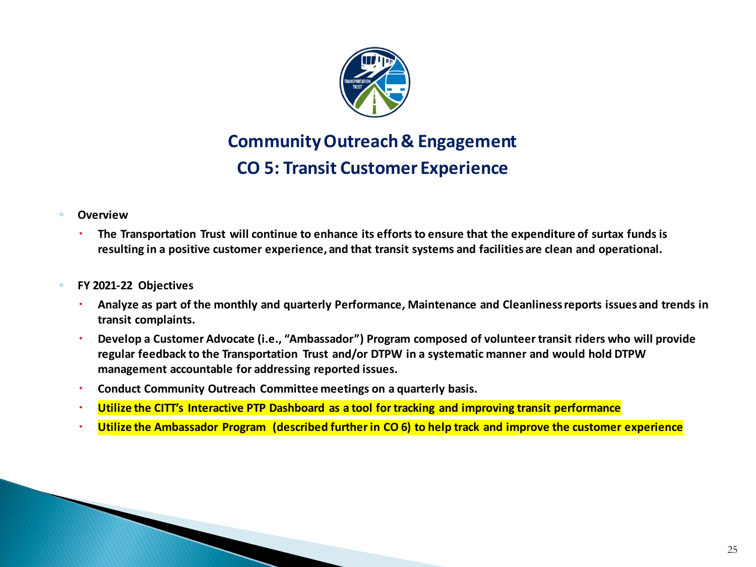## Community Outreach & Engagement

## CO 5: Transit Customer Experience

- **Overview**
  - **The Transportation Trust will continue to enhance its efforts to ensure that the expenditure of surtax funds is resulting in a positive customer experience, and that transit systems and facilities are clean and operational.**

- **FY 2021-22 Objectives**
  - **Analyze as part of the monthly and quarterly Performance, Maintenance and Cleanliness reports issues and trends in transit complaints.**
  - **Develop a Customer Advocate (i.e., "Ambassador") Program composed of volunteer transit riders who will provide regular feedback to the Transportation Trust and/or DTPW in a systematic manner and would hold DTPW management accountable for addressing reported issues.**
  - **Conduct Community Outreach Committee meetings on a quarterly basis.**
  - **Utilize the CITT's Interactive PTP Dashboard as a tool for tracking and improving transit performance**
  - **Utilize the Ambassador Program (described further in CO 6) to help track and improve the customer experience**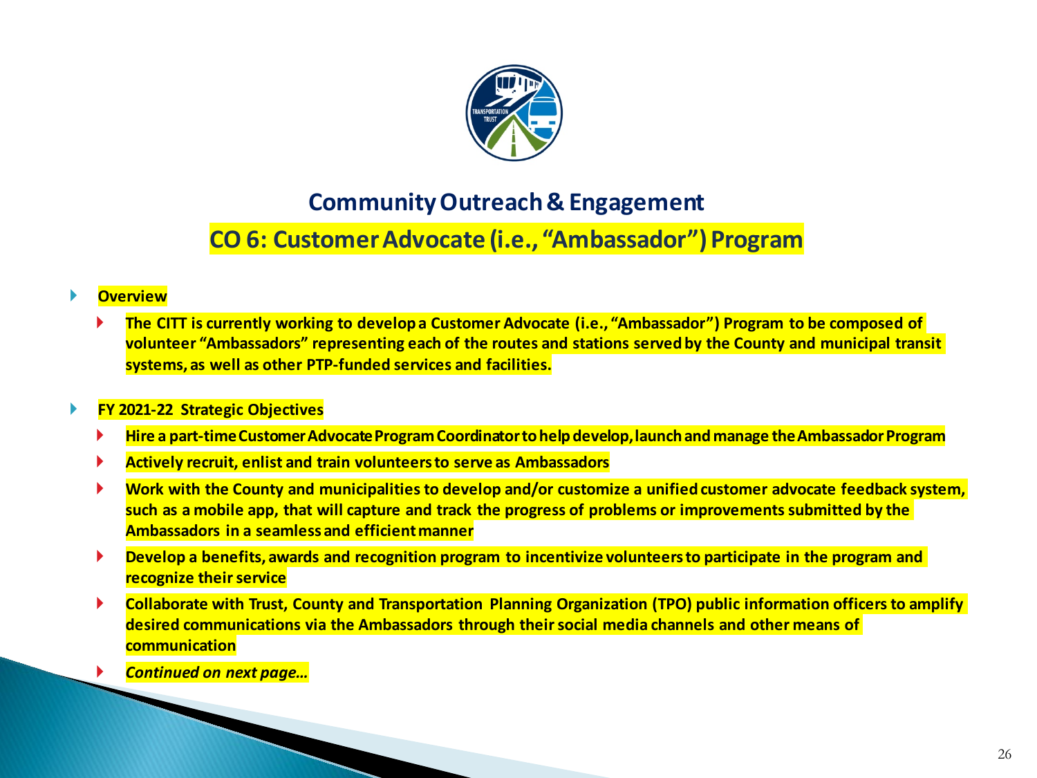## Community Outreach & Engagement

## CO 6: Customer Advocate (i.e., "Ambassador") Program

- **Overview**
  - **The CITT is currently working to develop a Customer Advocate (i.e., "Ambassador") Program to be composed of volunteer "Ambassadors" representing each of the routes and stations served by the County and municipal transit systems, as well as other PTP-funded services and facilities.**

- **FY 2021-22 Strategic Objectives**
  - **Hire a part-time Customer Advocate Program Coordinator to help develop, launch and manage the Ambassador Program**
  - **Actively recruit, enlist and train volunteers to serve as Ambassadors**
  - **Work with the County and municipalities to develop and/or customize a unified customer advocate feedback system, such as a mobile app, that will capture and track the progress of problems or improvements submitted by the Ambassadors in a seamless and efficient manner**
  - **Develop a benefits, awards and recognition program to incentivize volunteers to participate in the program and recognize their service**
  - **Collaborate with Trust, County and Transportation Planning Organization (TPO) public information officers to amplify desired communications via the Ambassadors through their social media channels and other means of communication**
  - ***Continued on next page…***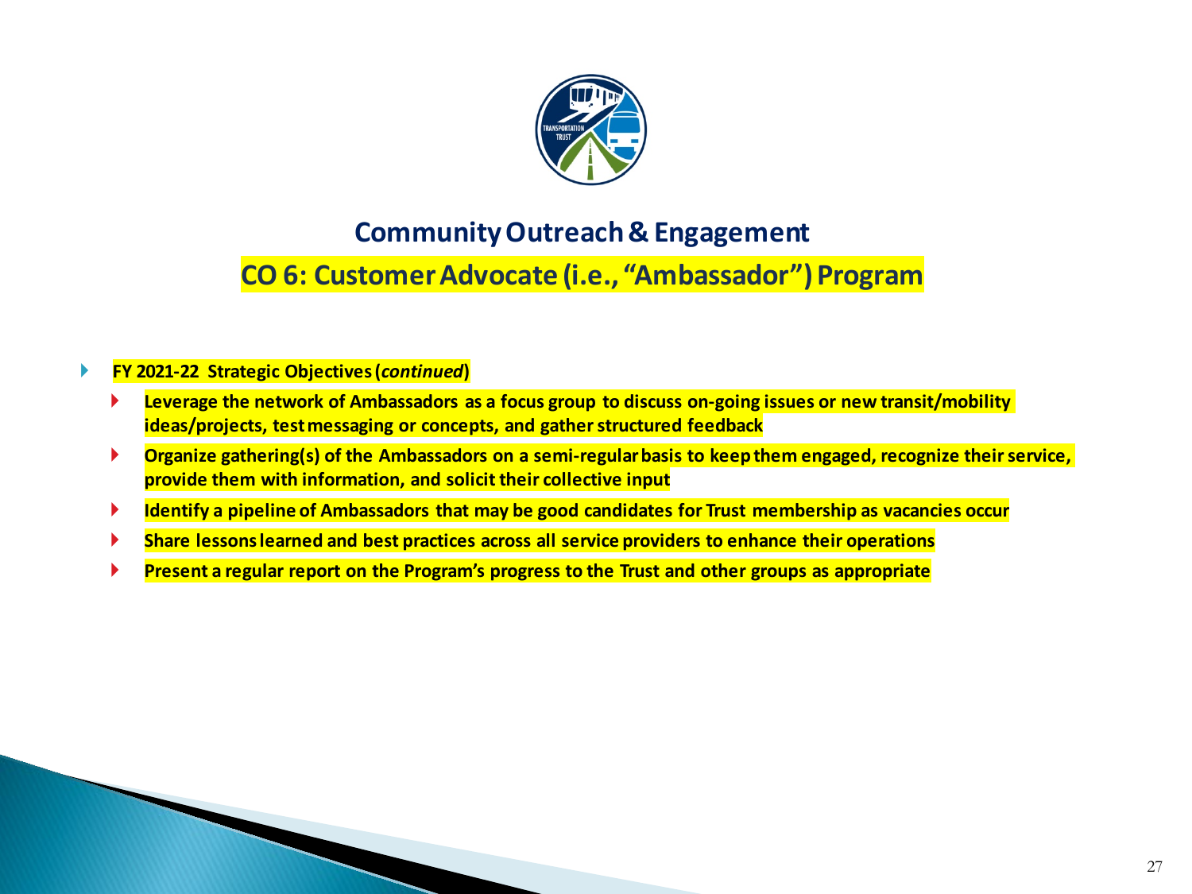## Community Outreach & Engagement

## CO 6: Customer Advocate (i.e., "Ambassador") Program

- **FY 2021-22 Strategic Objectives (*continued*)**
  - **Leverage the network of Ambassadors as a focus group to discuss on-going issues or new transit/mobility ideas/projects, test messaging or concepts, and gather structured feedback**
  - **Organize gathering(s) of the Ambassadors on a semi-regular basis to keep them engaged, recognize their service, provide them with information, and solicit their collective input**
  - **Identify a pipeline of Ambassadors that may be good candidates for Trust membership as vacancies occur**
  - **Share lessons learned and best practices across all service providers to enhance their operations**
  - **Present a regular report on the Program's progress to the Trust and other groups as appropriate**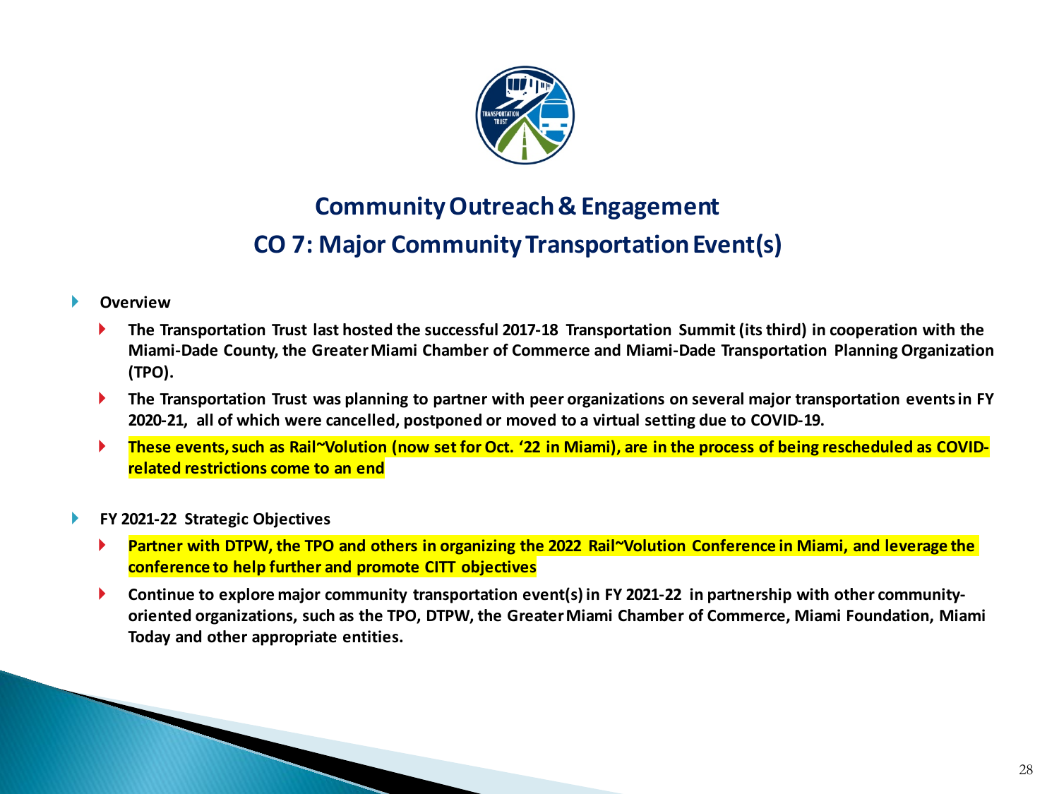## Community Outreach & Engagement

## CO 7: Major Community Transportation Event(s)

- **Overview**
  - **The Transportation Trust last hosted the successful 2017-18 Transportation Summit (its third) in cooperation with the Miami-Dade County, the Greater Miami Chamber of Commerce and Miami-Dade Transportation Planning Organization (TPO).**
  - **The Transportation Trust was planning to partner with peer organizations on several major transportation events in FY 2020-21, all of which were cancelled, postponed or moved to a virtual setting due to COVID-19.**
  - **These events, such as Rail~Volution (now set for Oct. '22 in Miami), are in the process of being rescheduled as COVID-related restrictions come to an end**

- **FY 2021-22 Strategic Objectives**
  - **Partner with DTPW, the TPO and others in organizing the 2022 Rail~Volution Conference in Miami, and leverage the conference to help further and promote CITT objectives**
  - **Continue to explore major community transportation event(s) in FY 2021-22 in partnership with other community-oriented organizations, such as the TPO, DTPW, the Greater Miami Chamber of Commerce, Miami Foundation, Miami Today and other appropriate entities.**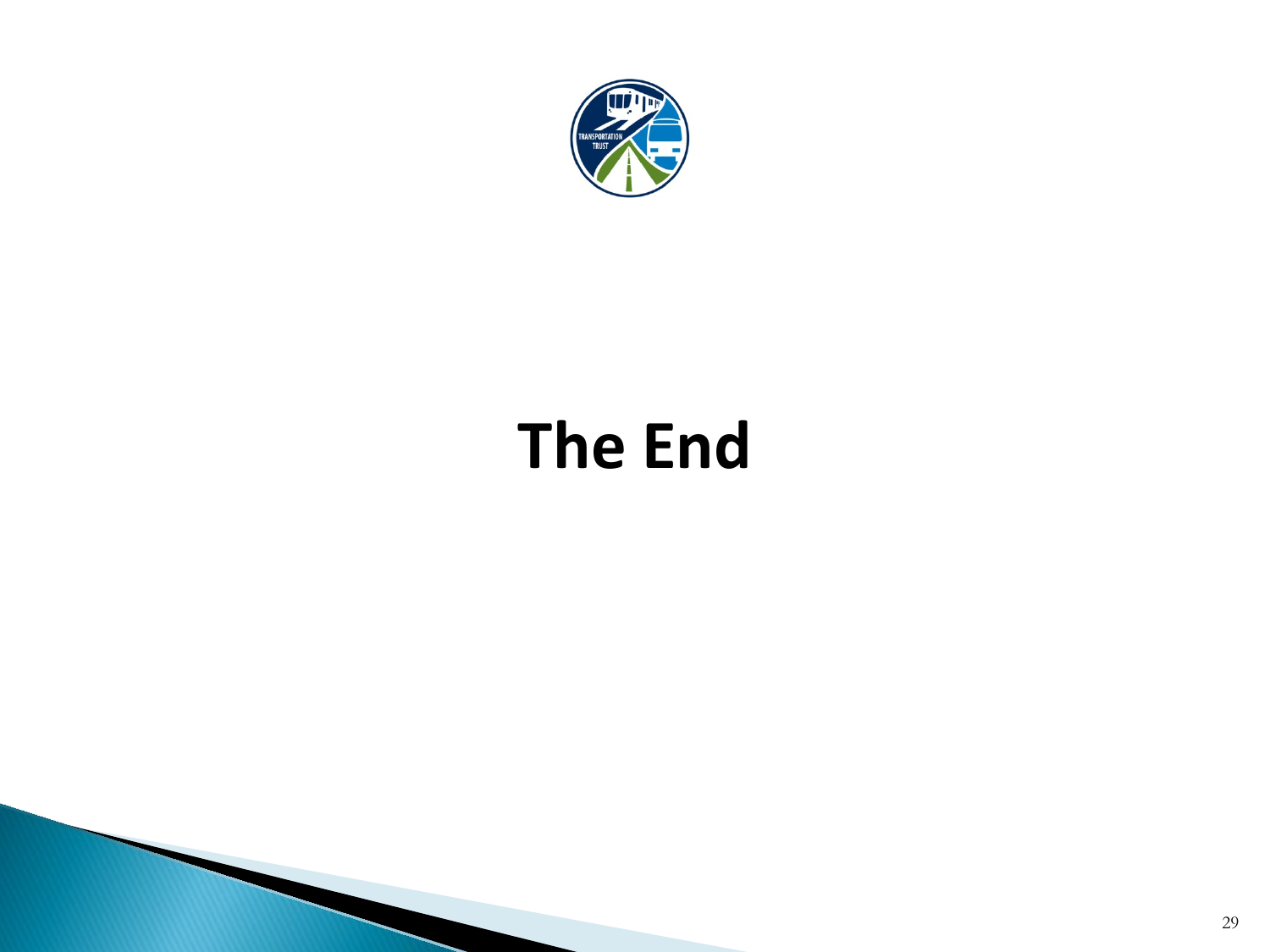# The End